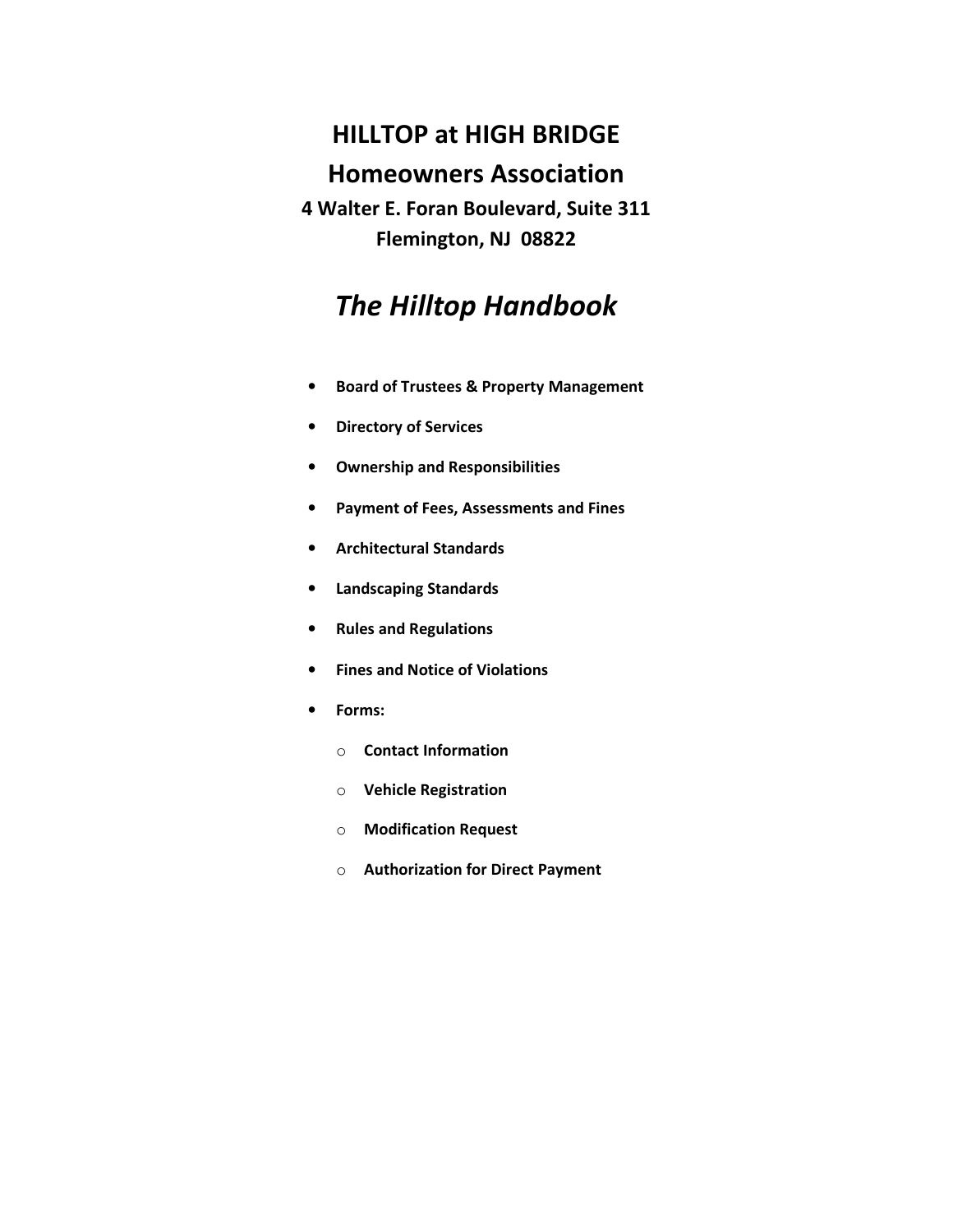# HILLTOP at HIGH BRIDGE

## Homeowners Association

**4 Walter E. Foran Boulevard, Suite 311**

**Flemington, NJ 08822**

## *The Hilltop Handbook*

- **Board of Trustees & Property Management**
- **Directory of Services**
- **Ownership and Responsibilities**
- **Payment of Fees, Assessments and Fines**
- **Architectural Standards**
- **Landscaping Standards**
- **Rules and Regulations**
- **Fines and Notice of Violations**
- **Forms:**
  - **Contact Information**
  - **Vehicle Registration**
  - **Modification Request**
  - **Authorization for Direct Payment**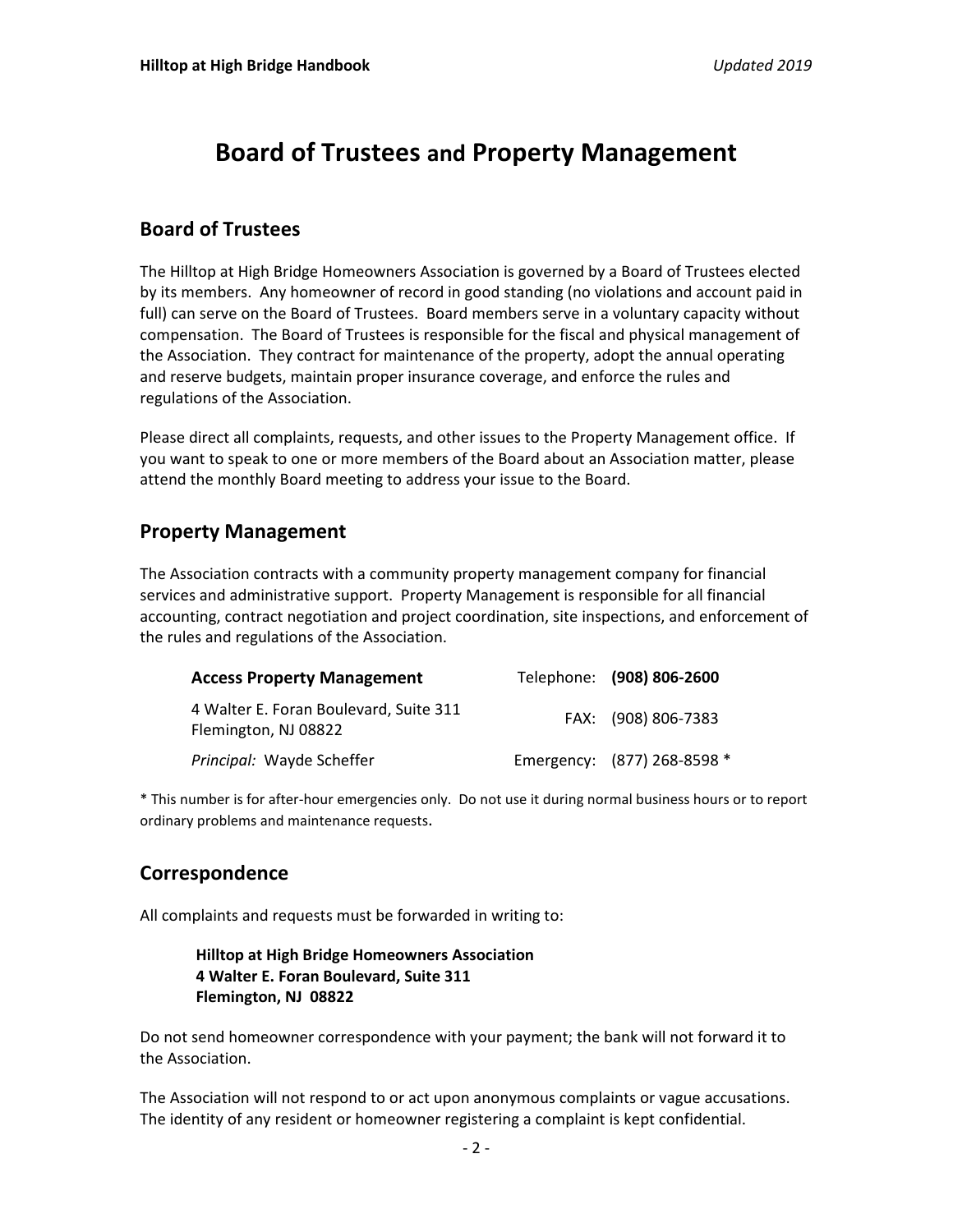# Board of Trustees and Property Management

## Board of Trustees

The Hilltop at High Bridge Homeowners Association is governed by a Board of Trustees elected by its members. Any homeowner of record in good standing (no violations and account paid in full) can serve on the Board of Trustees. Board members serve in a voluntary capacity without compensation. The Board of Trustees is responsible for the fiscal and physical management of the Association. They contract for maintenance of the property, adopt the annual operating and reserve budgets, maintain proper insurance coverage, and enforce the rules and regulations of the Association.

Please direct all complaints, requests, and other issues to the Property Management office. If you want to speak to one or more members of the Board about an Association matter, please attend the monthly Board meeting to address your issue to the Board.

## Property Management

The Association contracts with a community property management company for financial services and administrative support. Property Management is responsible for all financial accounting, contract negotiation and project coordination, site inspections, and enforcement of the rules and regulations of the Association.

| | | |
|---|---|---|
| **Access Property Management** | Telephone: | **(908) 806-2600** |
| 4 Walter E. Foran Boulevard, Suite 311<br>Flemington, NJ 08822 | FAX: | (908) 806-7383 |
| *Principal:* Wayde Scheffer | Emergency: | (877) 268-8598 * |

\* This number is for after-hour emergencies only. Do not use it during normal business hours or to report ordinary problems and maintenance requests.

## Correspondence

All complaints and requests must be forwarded in writing to:

> **Hilltop at High Bridge Homeowners Association**
> **4 Walter E. Foran Boulevard, Suite 311**
> **Flemington, NJ 08822**

Do not send homeowner correspondence with your payment; the bank will not forward it to the Association.

The Association will not respond to or act upon anonymous complaints or vague accusations. The identity of any resident or homeowner registering a complaint is kept confidential.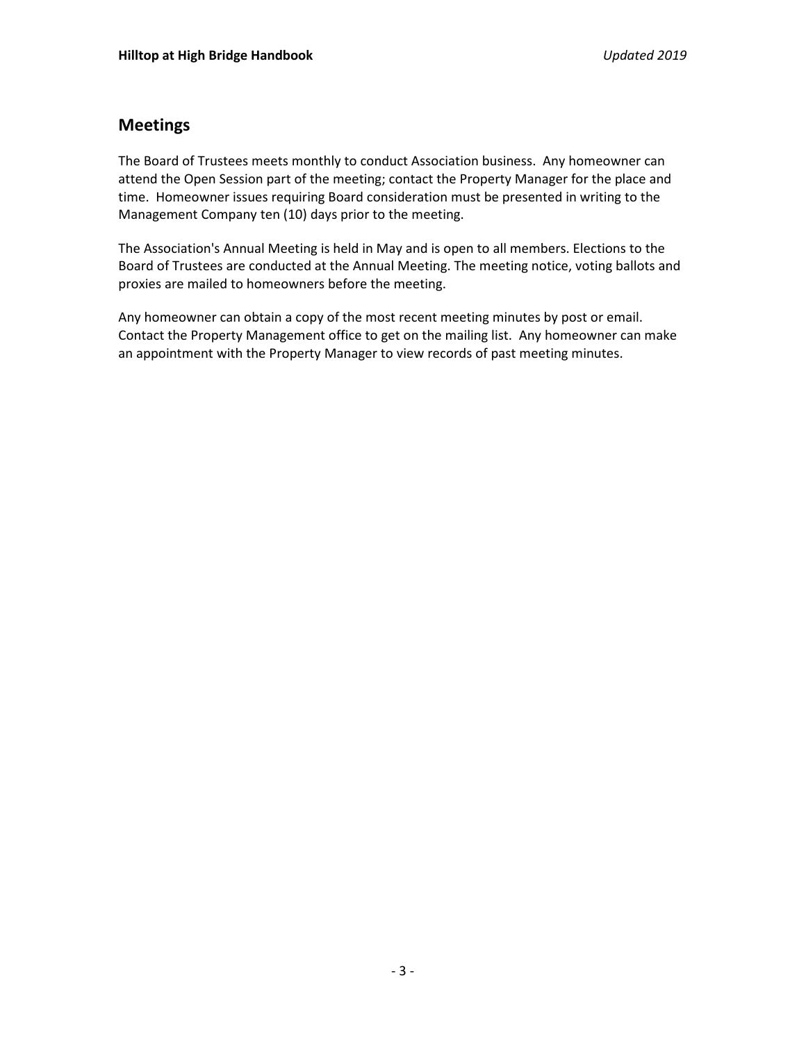## Meetings

The Board of Trustees meets monthly to conduct Association business. Any homeowner can attend the Open Session part of the meeting; contact the Property Manager for the place and time. Homeowner issues requiring Board consideration must be presented in writing to the Management Company ten (10) days prior to the meeting.

The Association's Annual Meeting is held in May and is open to all members. Elections to the Board of Trustees are conducted at the Annual Meeting. The meeting notice, voting ballots and proxies are mailed to homeowners before the meeting.

Any homeowner can obtain a copy of the most recent meeting minutes by post or email. Contact the Property Management office to get on the mailing list. Any homeowner can make an appointment with the Property Manager to view records of past meeting minutes.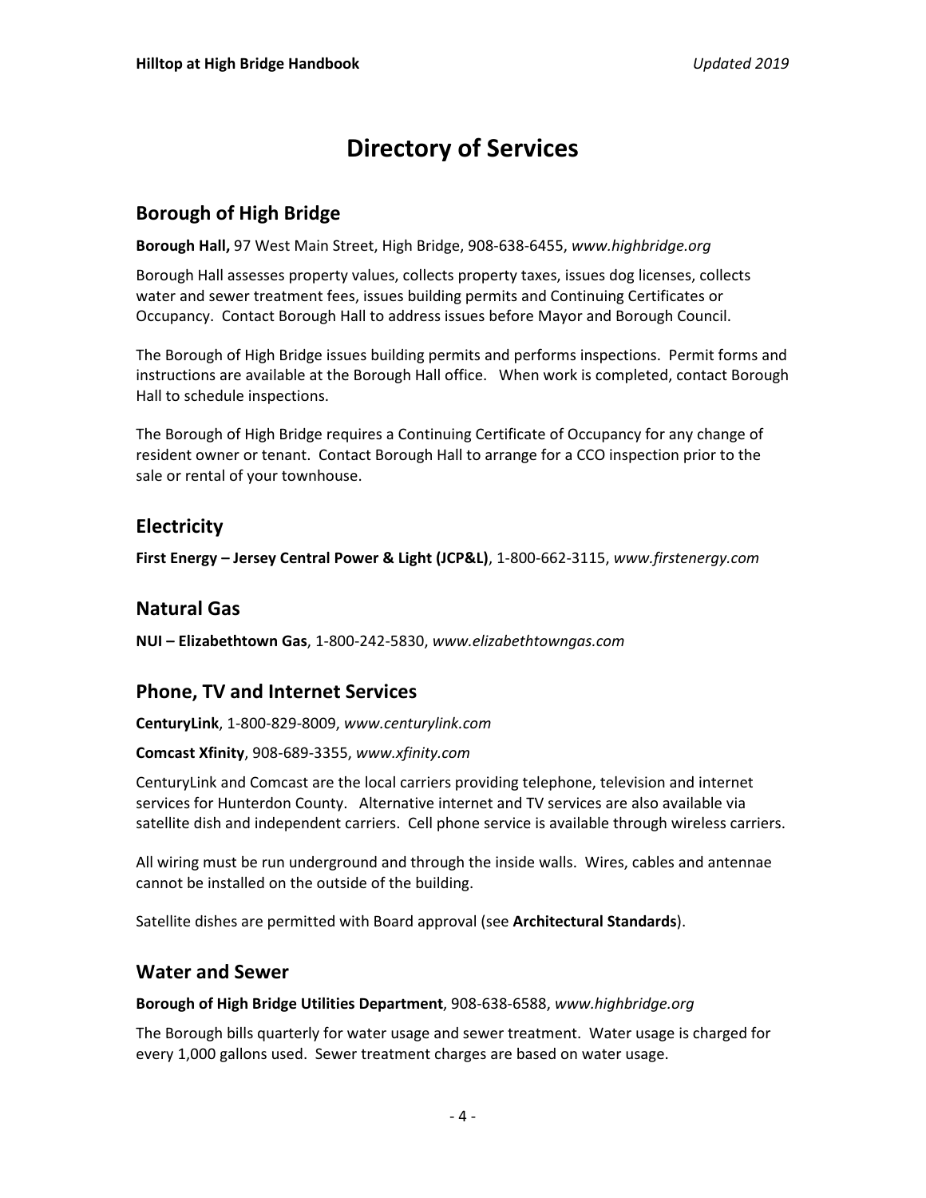# Directory of Services

## Borough of High Bridge

**Borough Hall,** 97 West Main Street, High Bridge, 908-638-6455, *www.highbridge.org*

Borough Hall assesses property values, collects property taxes, issues dog licenses, collects water and sewer treatment fees, issues building permits and Continuing Certificates or Occupancy. Contact Borough Hall to address issues before Mayor and Borough Council.

The Borough of High Bridge issues building permits and performs inspections. Permit forms and instructions are available at the Borough Hall office. When work is completed, contact Borough Hall to schedule inspections.

The Borough of High Bridge requires a Continuing Certificate of Occupancy for any change of resident owner or tenant. Contact Borough Hall to arrange for a CCO inspection prior to the sale or rental of your townhouse.

## Electricity

**First Energy – Jersey Central Power & Light (JCP&L)**, 1-800-662-3115, *www.firstenergy.com*

## Natural Gas

**NUI – Elizabethtown Gas**, 1-800-242-5830, *www.elizabethtowngas.com*

## Phone, TV and Internet Services

**CenturyLink**, 1-800-829-8009, *www.centurylink.com*

**Comcast Xfinity**, 908-689-3355, *www.xfinity.com*

CenturyLink and Comcast are the local carriers providing telephone, television and internet services for Hunterdon County. Alternative internet and TV services are also available via satellite dish and independent carriers. Cell phone service is available through wireless carriers.

All wiring must be run underground and through the inside walls. Wires, cables and antennae cannot be installed on the outside of the building.

Satellite dishes are permitted with Board approval (see **Architectural Standards**).

## Water and Sewer

**Borough of High Bridge Utilities Department**, 908-638-6588, *www.highbridge.org*

The Borough bills quarterly for water usage and sewer treatment. Water usage is charged for every 1,000 gallons used. Sewer treatment charges are based on water usage.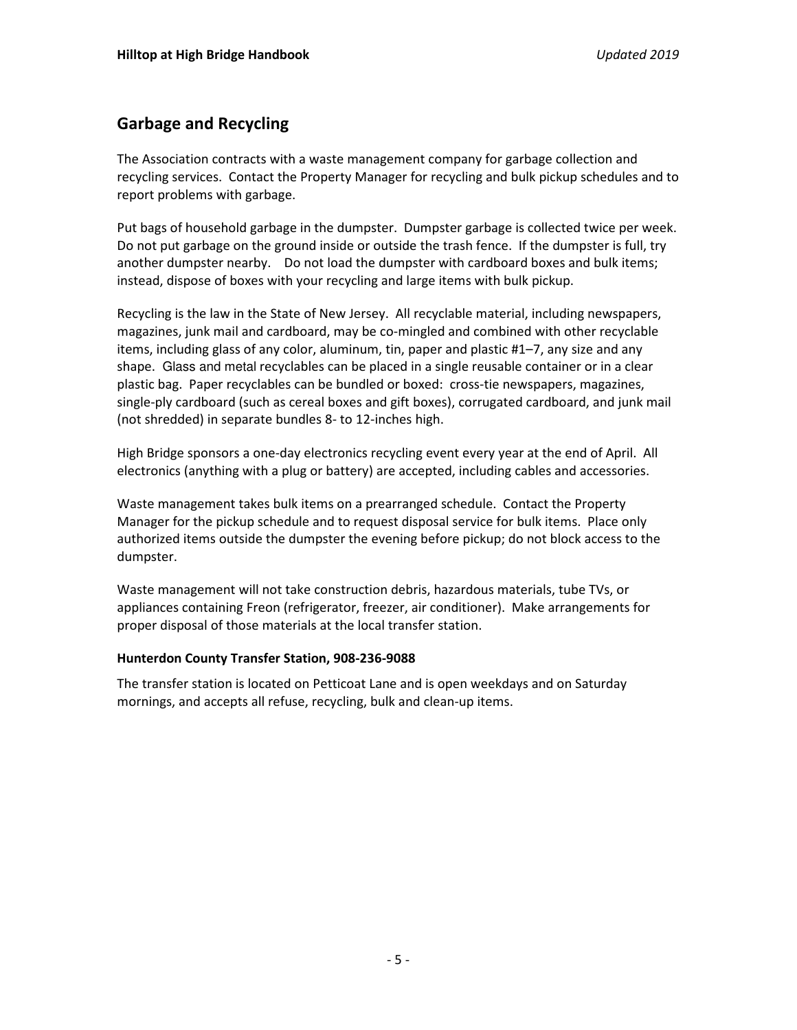## Garbage and Recycling

The Association contracts with a waste management company for garbage collection and recycling services. Contact the Property Manager for recycling and bulk pickup schedules and to report problems with garbage.

Put bags of household garbage in the dumpster. Dumpster garbage is collected twice per week. Do not put garbage on the ground inside or outside the trash fence. If the dumpster is full, try another dumpster nearby. Do not load the dumpster with cardboard boxes and bulk items; instead, dispose of boxes with your recycling and large items with bulk pickup.

Recycling is the law in the State of New Jersey. All recyclable material, including newspapers, magazines, junk mail and cardboard, may be co-mingled and combined with other recyclable items, including glass of any color, aluminum, tin, paper and plastic #1–7, any size and any shape. Glass and metal recyclables can be placed in a single reusable container or in a clear plastic bag. Paper recyclables can be bundled or boxed: cross-tie newspapers, magazines, single-ply cardboard (such as cereal boxes and gift boxes), corrugated cardboard, and junk mail (not shredded) in separate bundles 8- to 12-inches high.

High Bridge sponsors a one-day electronics recycling event every year at the end of April. All electronics (anything with a plug or battery) are accepted, including cables and accessories.

Waste management takes bulk items on a prearranged schedule. Contact the Property Manager for the pickup schedule and to request disposal service for bulk items. Place only authorized items outside the dumpster the evening before pickup; do not block access to the dumpster.

Waste management will not take construction debris, hazardous materials, tube TVs, or appliances containing Freon (refrigerator, freezer, air conditioner). Make arrangements for proper disposal of those materials at the local transfer station.

#### Hunterdon County Transfer Station, 908-236-9088

The transfer station is located on Petticoat Lane and is open weekdays and on Saturday mornings, and accepts all refuse, recycling, bulk and clean-up items.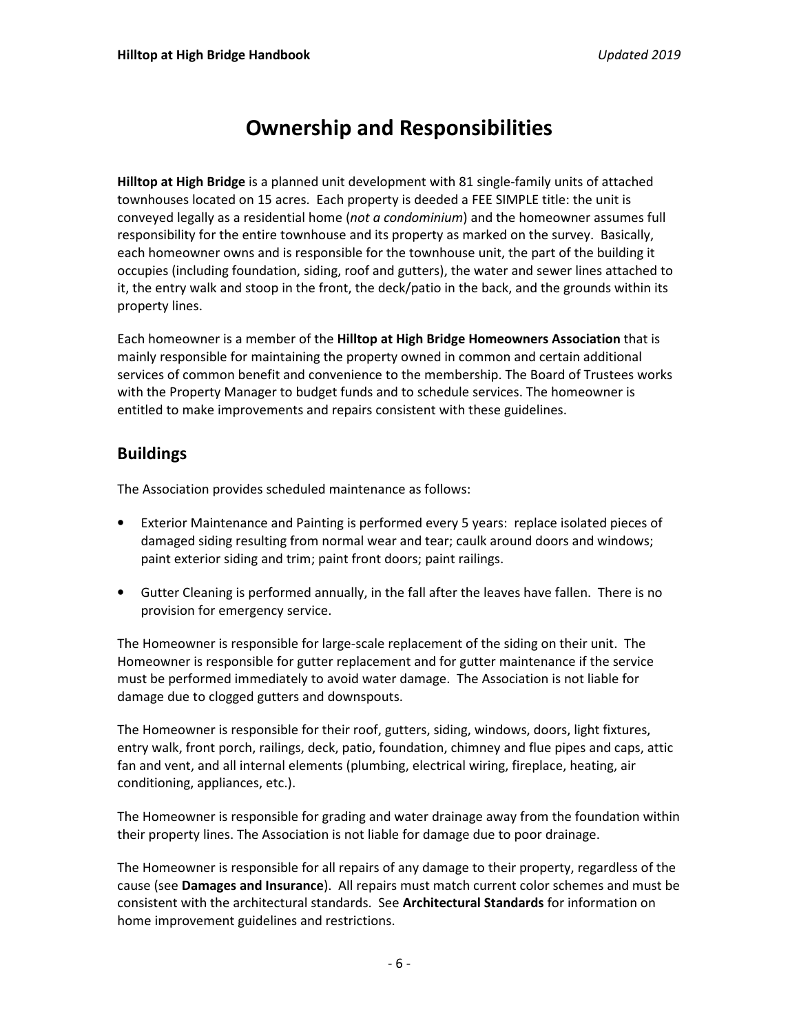# Ownership and Responsibilities

**Hilltop at High Bridge** is a planned unit development with 81 single-family units of attached townhouses located on 15 acres. Each property is deeded a FEE SIMPLE title: the unit is conveyed legally as a residential home (*not a condominium*) and the homeowner assumes full responsibility for the entire townhouse and its property as marked on the survey. Basically, each homeowner owns and is responsible for the townhouse unit, the part of the building it occupies (including foundation, siding, roof and gutters), the water and sewer lines attached to it, the entry walk and stoop in the front, the deck/patio in the back, and the grounds within its property lines.

Each homeowner is a member of the **Hilltop at High Bridge Homeowners Association** that is mainly responsible for maintaining the property owned in common and certain additional services of common benefit and convenience to the membership. The Board of Trustees works with the Property Manager to budget funds and to schedule services. The homeowner is entitled to make improvements and repairs consistent with these guidelines.

## Buildings

The Association provides scheduled maintenance as follows:

- Exterior Maintenance and Painting is performed every 5 years: replace isolated pieces of damaged siding resulting from normal wear and tear; caulk around doors and windows; paint exterior siding and trim; paint front doors; paint railings.
- Gutter Cleaning is performed annually, in the fall after the leaves have fallen. There is no provision for emergency service.

The Homeowner is responsible for large-scale replacement of the siding on their unit. The Homeowner is responsible for gutter replacement and for gutter maintenance if the service must be performed immediately to avoid water damage. The Association is not liable for damage due to clogged gutters and downspouts.

The Homeowner is responsible for their roof, gutters, siding, windows, doors, light fixtures, entry walk, front porch, railings, deck, patio, foundation, chimney and flue pipes and caps, attic fan and vent, and all internal elements (plumbing, electrical wiring, fireplace, heating, air conditioning, appliances, etc.).

The Homeowner is responsible for grading and water drainage away from the foundation within their property lines. The Association is not liable for damage due to poor drainage.

The Homeowner is responsible for all repairs of any damage to their property, regardless of the cause (see **Damages and Insurance**). All repairs must match current color schemes and must be consistent with the architectural standards. See **Architectural Standards** for information on home improvement guidelines and restrictions.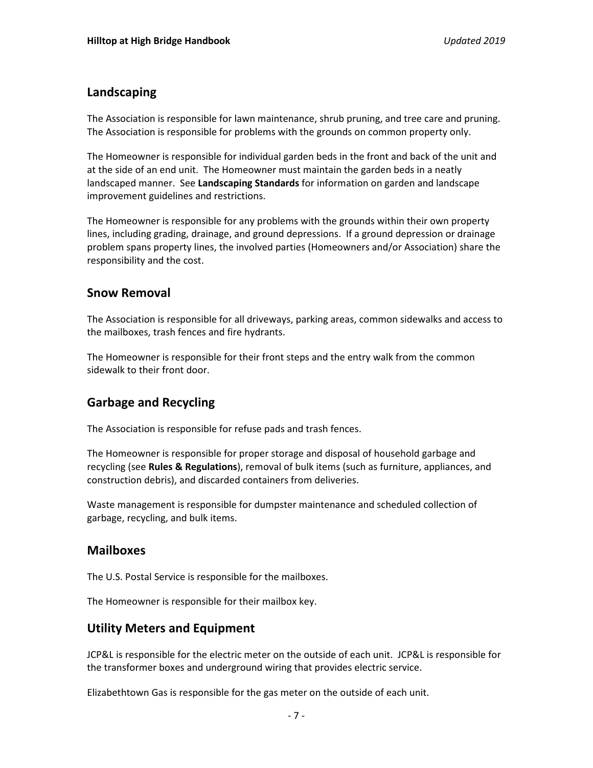## Landscaping

The Association is responsible for lawn maintenance, shrub pruning, and tree care and pruning. The Association is responsible for problems with the grounds on common property only.

The Homeowner is responsible for individual garden beds in the front and back of the unit and at the side of an end unit. The Homeowner must maintain the garden beds in a neatly landscaped manner. See **Landscaping Standards** for information on garden and landscape improvement guidelines and restrictions.

The Homeowner is responsible for any problems with the grounds within their own property lines, including grading, drainage, and ground depressions. If a ground depression or drainage problem spans property lines, the involved parties (Homeowners and/or Association) share the responsibility and the cost.

## Snow Removal

The Association is responsible for all driveways, parking areas, common sidewalks and access to the mailboxes, trash fences and fire hydrants.

The Homeowner is responsible for their front steps and the entry walk from the common sidewalk to their front door.

## Garbage and Recycling

The Association is responsible for refuse pads and trash fences.

The Homeowner is responsible for proper storage and disposal of household garbage and recycling (see **Rules & Regulations**), removal of bulk items (such as furniture, appliances, and construction debris), and discarded containers from deliveries.

Waste management is responsible for dumpster maintenance and scheduled collection of garbage, recycling, and bulk items.

## Mailboxes

The U.S. Postal Service is responsible for the mailboxes.

The Homeowner is responsible for their mailbox key.

## Utility Meters and Equipment

JCP&L is responsible for the electric meter on the outside of each unit. JCP&L is responsible for the transformer boxes and underground wiring that provides electric service.

Elizabethtown Gas is responsible for the gas meter on the outside of each unit.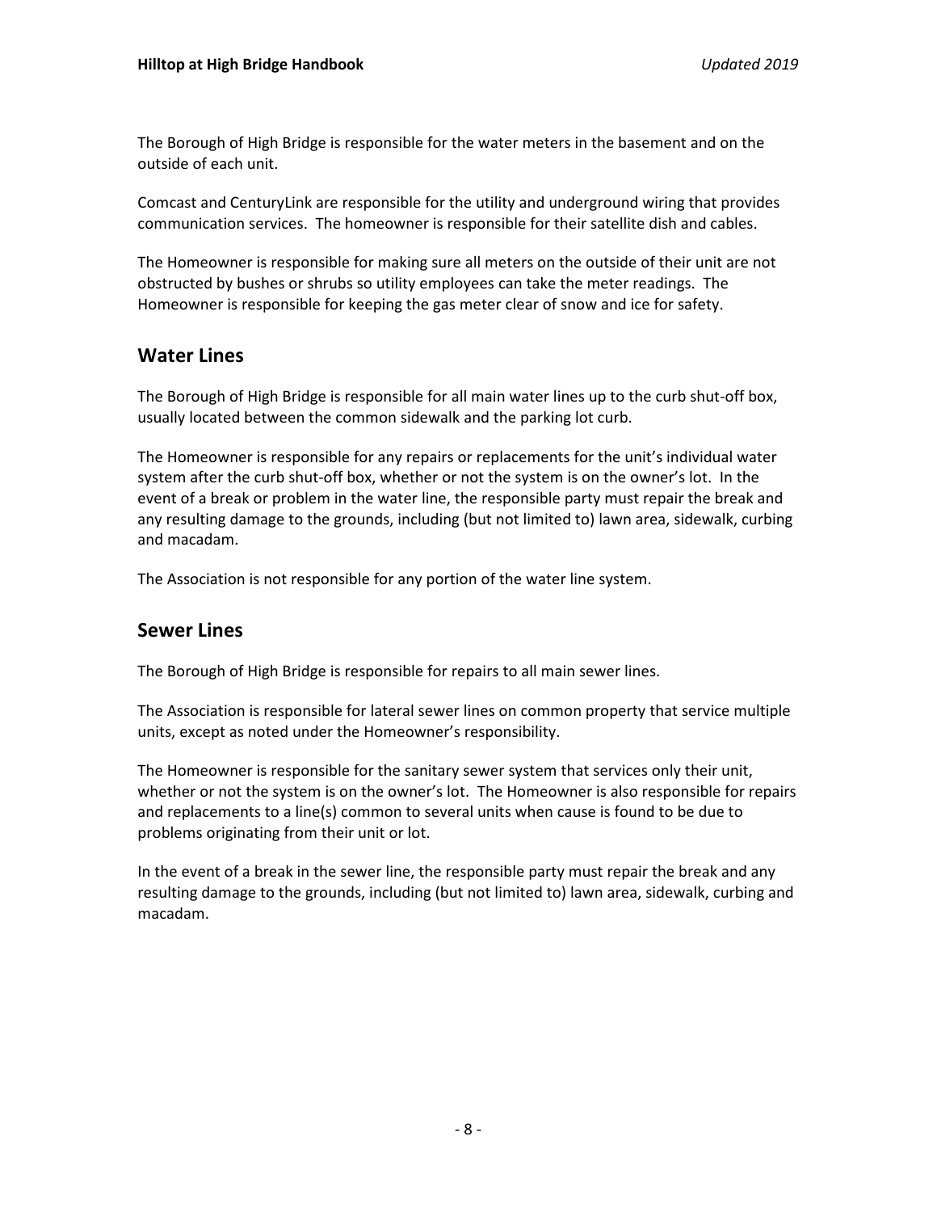The Borough of High Bridge is responsible for the water meters in the basement and on the outside of each unit.

Comcast and CenturyLink are responsible for the utility and underground wiring that provides communication services. The homeowner is responsible for their satellite dish and cables.

The Homeowner is responsible for making sure all meters on the outside of their unit are not obstructed by bushes or shrubs so utility employees can take the meter readings. The Homeowner is responsible for keeping the gas meter clear of snow and ice for safety.

## Water Lines

The Borough of High Bridge is responsible for all main water lines up to the curb shut-off box, usually located between the common sidewalk and the parking lot curb.

The Homeowner is responsible for any repairs or replacements for the unit's individual water system after the curb shut-off box, whether or not the system is on the owner's lot. In the event of a break or problem in the water line, the responsible party must repair the break and any resulting damage to the grounds, including (but not limited to) lawn area, sidewalk, curbing and macadam.

The Association is not responsible for any portion of the water line system.

## Sewer Lines

The Borough of High Bridge is responsible for repairs to all main sewer lines.

The Association is responsible for lateral sewer lines on common property that service multiple units, except as noted under the Homeowner's responsibility.

The Homeowner is responsible for the sanitary sewer system that services only their unit, whether or not the system is on the owner's lot. The Homeowner is also responsible for repairs and replacements to a line(s) common to several units when cause is found to be due to problems originating from their unit or lot.

In the event of a break in the sewer line, the responsible party must repair the break and any resulting damage to the grounds, including (but not limited to) lawn area, sidewalk, curbing and macadam.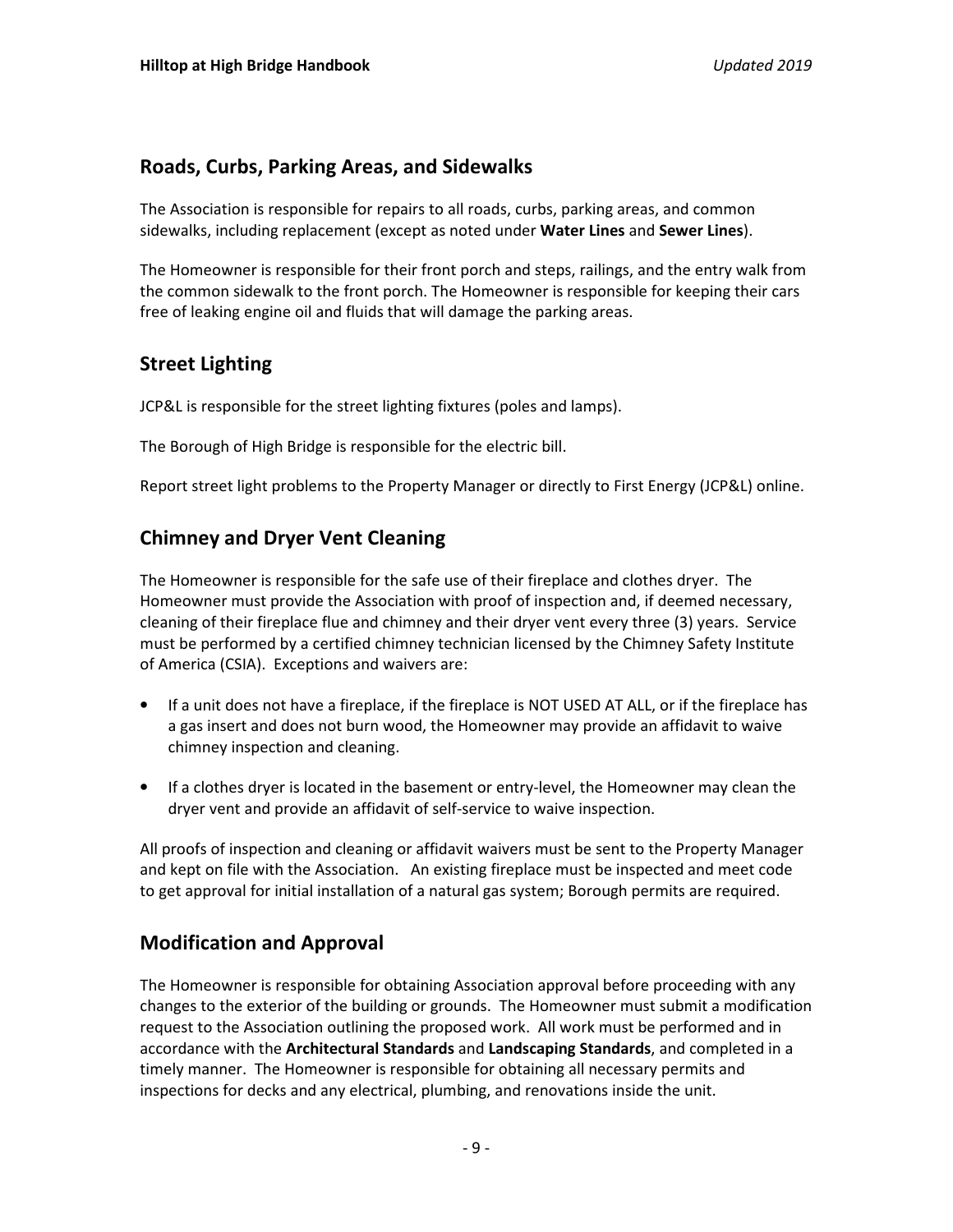## Roads, Curbs, Parking Areas, and Sidewalks

The Association is responsible for repairs to all roads, curbs, parking areas, and common sidewalks, including replacement (except as noted under **Water Lines** and **Sewer Lines**).

The Homeowner is responsible for their front porch and steps, railings, and the entry walk from the common sidewalk to the front porch. The Homeowner is responsible for keeping their cars free of leaking engine oil and fluids that will damage the parking areas.

## Street Lighting

JCP&L is responsible for the street lighting fixtures (poles and lamps).

The Borough of High Bridge is responsible for the electric bill.

Report street light problems to the Property Manager or directly to First Energy (JCP&L) online.

## Chimney and Dryer Vent Cleaning

The Homeowner is responsible for the safe use of their fireplace and clothes dryer. The Homeowner must provide the Association with proof of inspection and, if deemed necessary, cleaning of their fireplace flue and chimney and their dryer vent every three (3) years. Service must be performed by a certified chimney technician licensed by the Chimney Safety Institute of America (CSIA). Exceptions and waivers are:

- If a unit does not have a fireplace, if the fireplace is NOT USED AT ALL, or if the fireplace has a gas insert and does not burn wood, the Homeowner may provide an affidavit to waive chimney inspection and cleaning.
- If a clothes dryer is located in the basement or entry-level, the Homeowner may clean the dryer vent and provide an affidavit of self-service to waive inspection.

All proofs of inspection and cleaning or affidavit waivers must be sent to the Property Manager and kept on file with the Association. An existing fireplace must be inspected and meet code to get approval for initial installation of a natural gas system; Borough permits are required.

## Modification and Approval

The Homeowner is responsible for obtaining Association approval before proceeding with any changes to the exterior of the building or grounds. The Homeowner must submit a modification request to the Association outlining the proposed work. All work must be performed and in accordance with the **Architectural Standards** and **Landscaping Standards**, and completed in a timely manner. The Homeowner is responsible for obtaining all necessary permits and inspections for decks and any electrical, plumbing, and renovations inside the unit.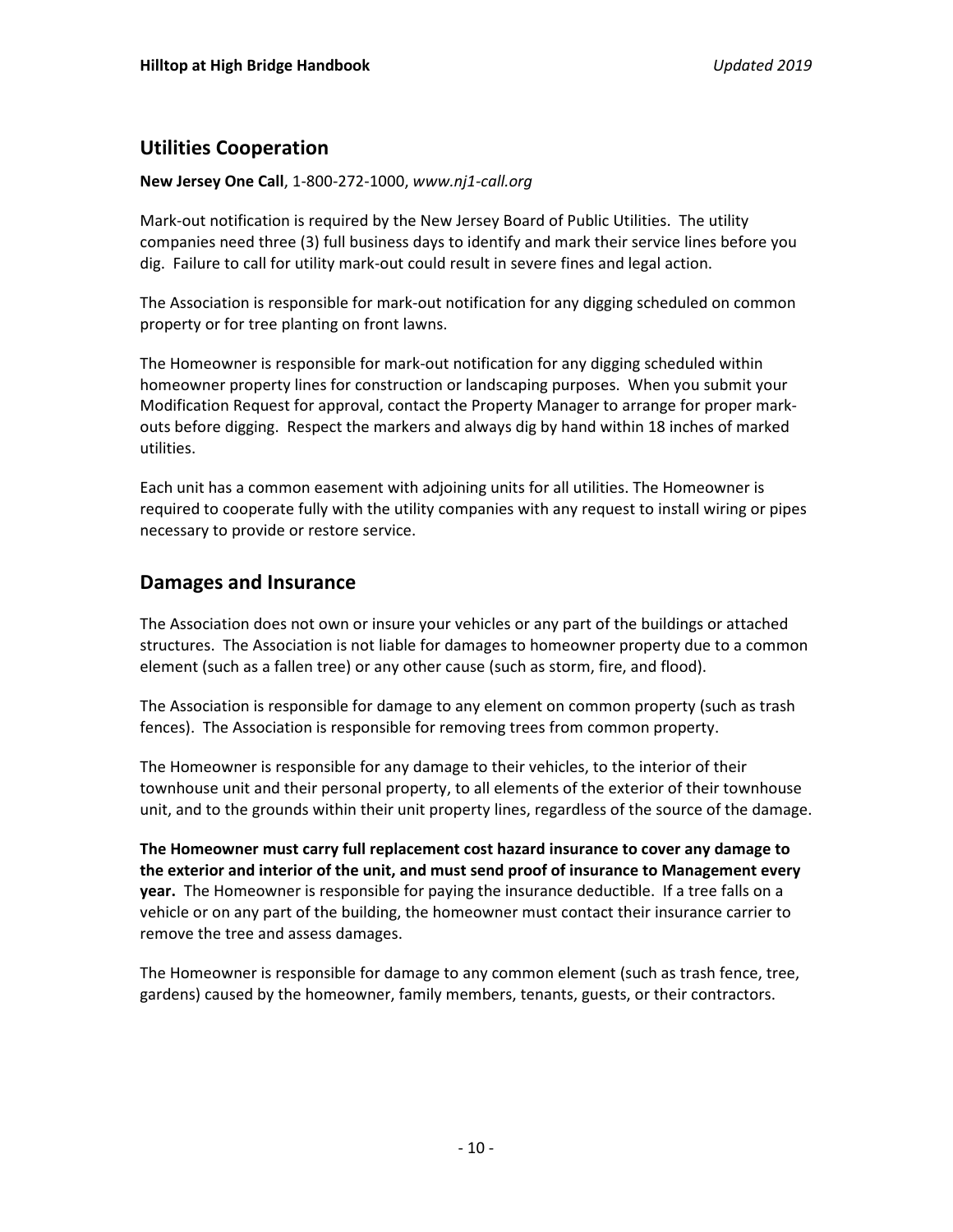## Utilities Cooperation

**New Jersey One Call**, 1-800-272-1000, *www.nj1-call.org*

Mark-out notification is required by the New Jersey Board of Public Utilities. The utility companies need three (3) full business days to identify and mark their service lines before you dig. Failure to call for utility mark-out could result in severe fines and legal action.

The Association is responsible for mark-out notification for any digging scheduled on common property or for tree planting on front lawns.

The Homeowner is responsible for mark-out notification for any digging scheduled within homeowner property lines for construction or landscaping purposes. When you submit your Modification Request for approval, contact the Property Manager to arrange for proper mark-outs before digging. Respect the markers and always dig by hand within 18 inches of marked utilities.

Each unit has a common easement with adjoining units for all utilities. The Homeowner is required to cooperate fully with the utility companies with any request to install wiring or pipes necessary to provide or restore service.

## Damages and Insurance

The Association does not own or insure your vehicles or any part of the buildings or attached structures. The Association is not liable for damages to homeowner property due to a common element (such as a fallen tree) or any other cause (such as storm, fire, and flood).

The Association is responsible for damage to any element on common property (such as trash fences). The Association is responsible for removing trees from common property.

The Homeowner is responsible for any damage to their vehicles, to the interior of their townhouse unit and their personal property, to all elements of the exterior of their townhouse unit, and to the grounds within their unit property lines, regardless of the source of the damage.

**The Homeowner must carry full replacement cost hazard insurance to cover any damage to the exterior and interior of the unit, and must send proof of insurance to Management every year.** The Homeowner is responsible for paying the insurance deductible. If a tree falls on a vehicle or on any part of the building, the homeowner must contact their insurance carrier to remove the tree and assess damages.

The Homeowner is responsible for damage to any common element (such as trash fence, tree, gardens) caused by the homeowner, family members, tenants, guests, or their contractors.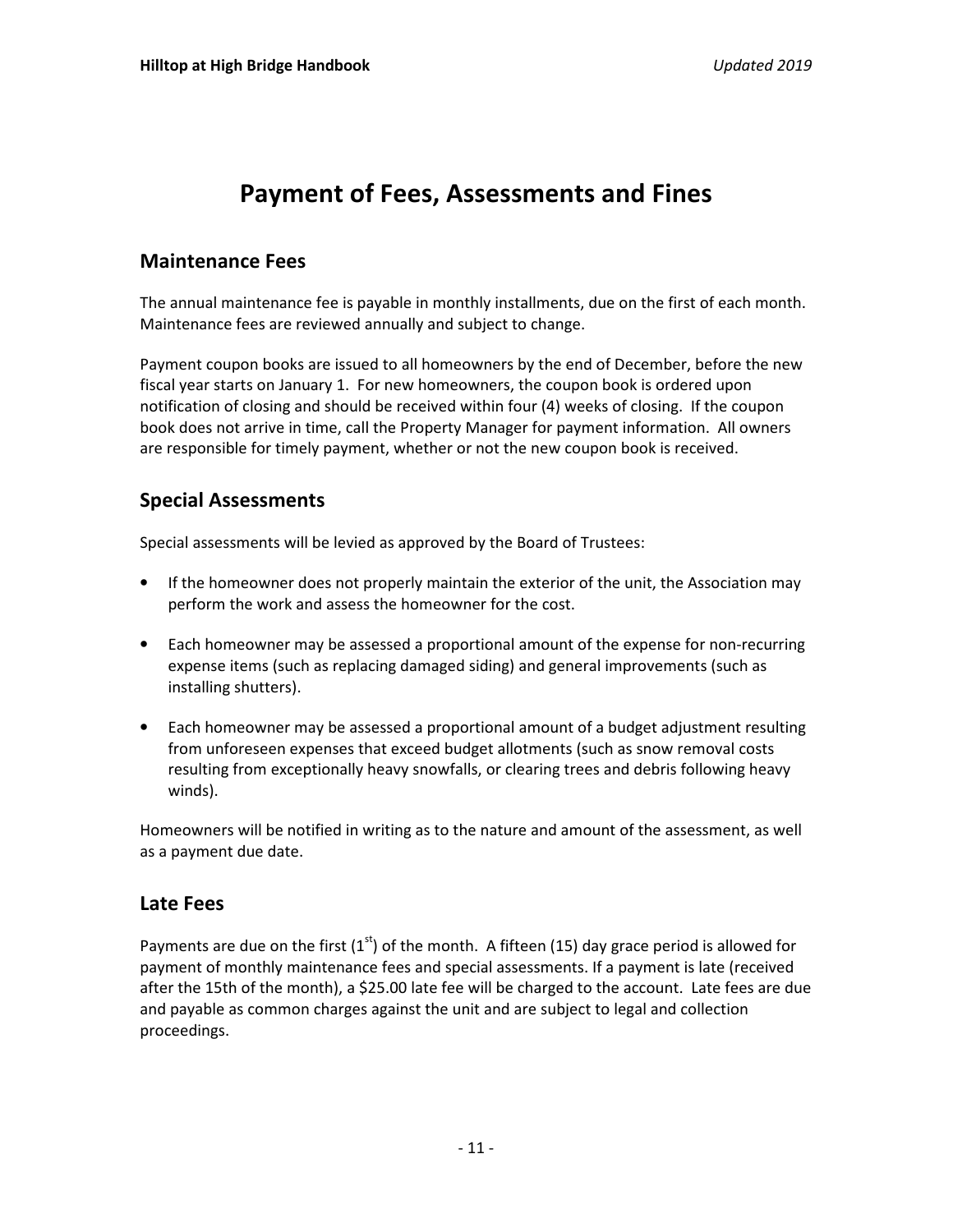# Payment of Fees, Assessments and Fines

## Maintenance Fees

The annual maintenance fee is payable in monthly installments, due on the first of each month. Maintenance fees are reviewed annually and subject to change.

Payment coupon books are issued to all homeowners by the end of December, before the new fiscal year starts on January 1. For new homeowners, the coupon book is ordered upon notification of closing and should be received within four (4) weeks of closing. If the coupon book does not arrive in time, call the Property Manager for payment information. All owners are responsible for timely payment, whether or not the new coupon book is received.

## Special Assessments

Special assessments will be levied as approved by the Board of Trustees:

- If the homeowner does not properly maintain the exterior of the unit, the Association may perform the work and assess the homeowner for the cost.
- Each homeowner may be assessed a proportional amount of the expense for non-recurring expense items (such as replacing damaged siding) and general improvements (such as installing shutters).
- Each homeowner may be assessed a proportional amount of a budget adjustment resulting from unforeseen expenses that exceed budget allotments (such as snow removal costs resulting from exceptionally heavy snowfalls, or clearing trees and debris following heavy winds).

Homeowners will be notified in writing as to the nature and amount of the assessment, as well as a payment due date.

## Late Fees

Payments are due on the first (1st) of the month. A fifteen (15) day grace period is allowed for payment of monthly maintenance fees and special assessments. If a payment is late (received after the 15th of the month), a $25.00 late fee will be charged to the account. Late fees are due and payable as common charges against the unit and are subject to legal and collection proceedings.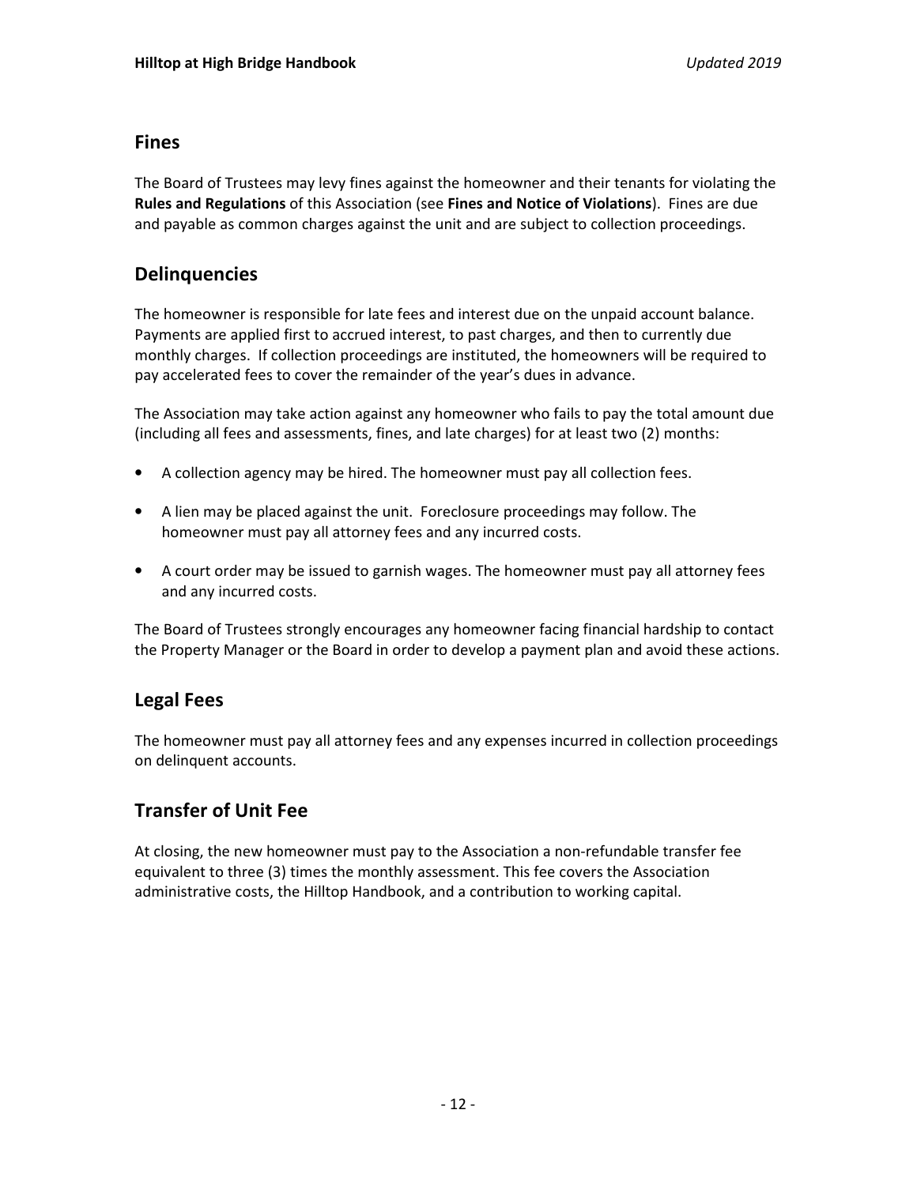## Fines

The Board of Trustees may levy fines against the homeowner and their tenants for violating the **Rules and Regulations** of this Association (see **Fines and Notice of Violations**). Fines are due and payable as common charges against the unit and are subject to collection proceedings.

## Delinquencies

The homeowner is responsible for late fees and interest due on the unpaid account balance. Payments are applied first to accrued interest, to past charges, and then to currently due monthly charges. If collection proceedings are instituted, the homeowners will be required to pay accelerated fees to cover the remainder of the year's dues in advance.

The Association may take action against any homeowner who fails to pay the total amount due (including all fees and assessments, fines, and late charges) for at least two (2) months:

- A collection agency may be hired. The homeowner must pay all collection fees.
- A lien may be placed against the unit. Foreclosure proceedings may follow. The homeowner must pay all attorney fees and any incurred costs.
- A court order may be issued to garnish wages. The homeowner must pay all attorney fees and any incurred costs.

The Board of Trustees strongly encourages any homeowner facing financial hardship to contact the Property Manager or the Board in order to develop a payment plan and avoid these actions.

## Legal Fees

The homeowner must pay all attorney fees and any expenses incurred in collection proceedings on delinquent accounts.

## Transfer of Unit Fee

At closing, the new homeowner must pay to the Association a non-refundable transfer fee equivalent to three (3) times the monthly assessment. This fee covers the Association administrative costs, the Hilltop Handbook, and a contribution to working capital.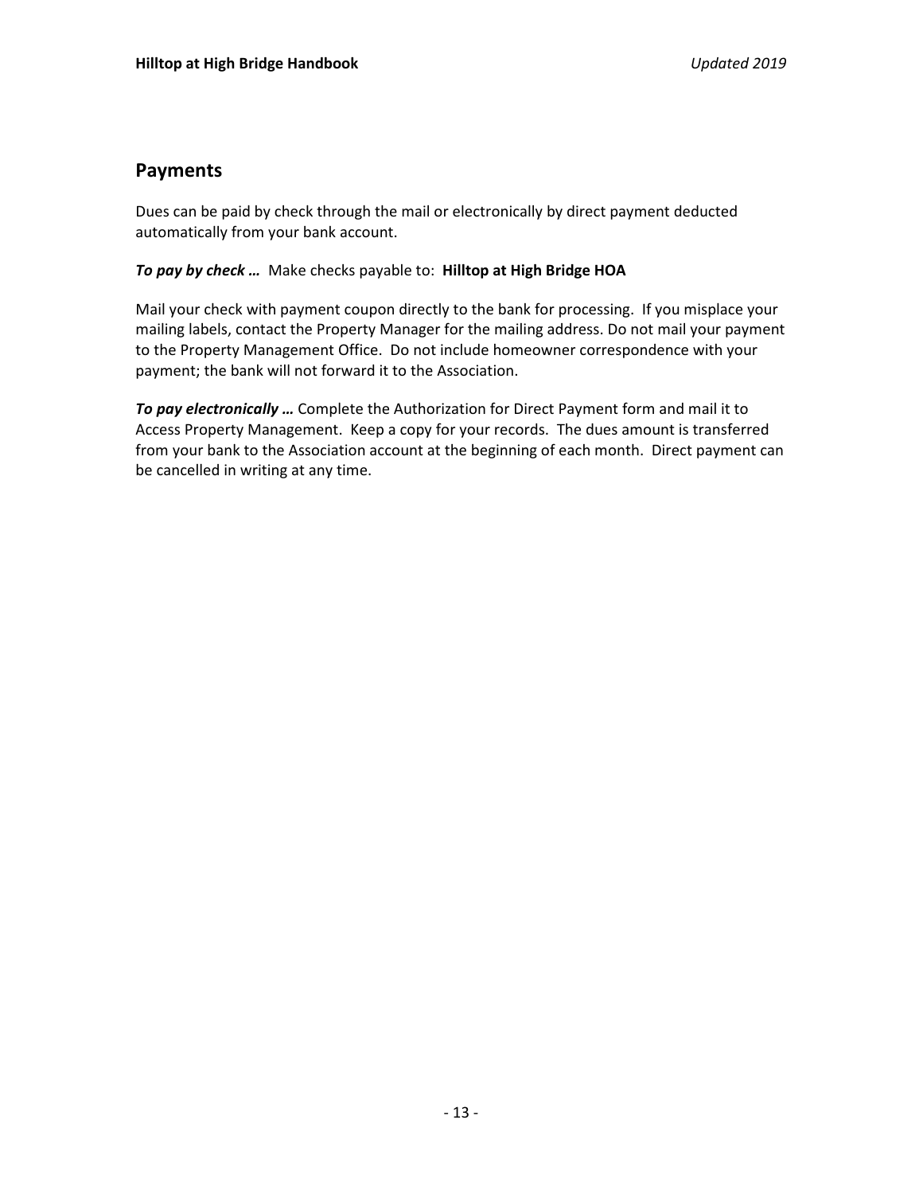## Payments

Dues can be paid by check through the mail or electronically by direct payment deducted automatically from your bank account.

***To pay by check …*** Make checks payable to: **Hilltop at High Bridge HOA**

Mail your check with payment coupon directly to the bank for processing. If you misplace your mailing labels, contact the Property Manager for the mailing address. Do not mail your payment to the Property Management Office. Do not include homeowner correspondence with your payment; the bank will not forward it to the Association.

***To pay electronically …*** Complete the Authorization for Direct Payment form and mail it to Access Property Management. Keep a copy for your records. The dues amount is transferred from your bank to the Association account at the beginning of each month. Direct payment can be cancelled in writing at any time.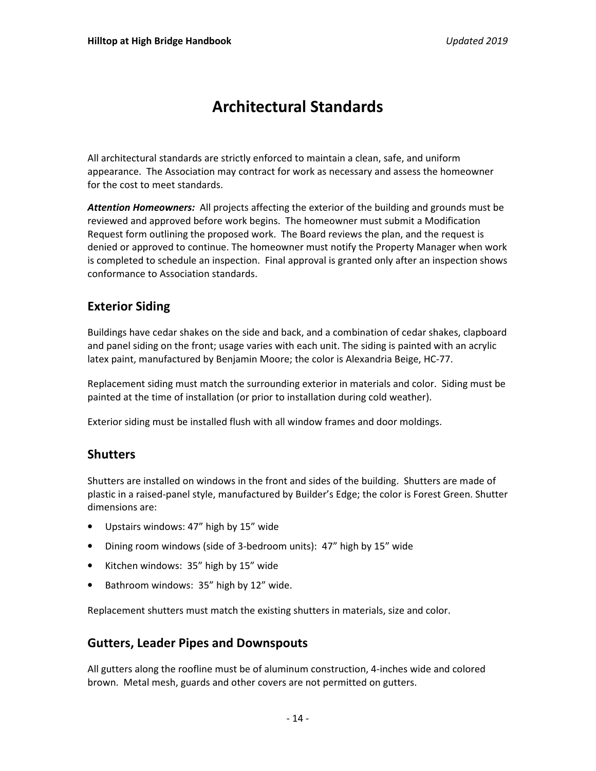# Architectural Standards

All architectural standards are strictly enforced to maintain a clean, safe, and uniform appearance. The Association may contract for work as necessary and assess the homeowner for the cost to meet standards.

***Attention Homeowners:*** All projects affecting the exterior of the building and grounds must be reviewed and approved before work begins. The homeowner must submit a Modification Request form outlining the proposed work. The Board reviews the plan, and the request is denied or approved to continue. The homeowner must notify the Property Manager when work is completed to schedule an inspection. Final approval is granted only after an inspection shows conformance to Association standards.

## Exterior Siding

Buildings have cedar shakes on the side and back, and a combination of cedar shakes, clapboard and panel siding on the front; usage varies with each unit. The siding is painted with an acrylic latex paint, manufactured by Benjamin Moore; the color is Alexandria Beige, HC-77.

Replacement siding must match the surrounding exterior in materials and color. Siding must be painted at the time of installation (or prior to installation during cold weather).

Exterior siding must be installed flush with all window frames and door moldings.

## Shutters

Shutters are installed on windows in the front and sides of the building. Shutters are made of plastic in a raised-panel style, manufactured by Builder's Edge; the color is Forest Green. Shutter dimensions are:

- Upstairs windows: 47" high by 15" wide
- Dining room windows (side of 3-bedroom units): 47" high by 15" wide
- Kitchen windows: 35" high by 15" wide
- Bathroom windows: 35" high by 12" wide.

Replacement shutters must match the existing shutters in materials, size and color.

## Gutters, Leader Pipes and Downspouts

All gutters along the roofline must be of aluminum construction, 4-inches wide and colored brown. Metal mesh, guards and other covers are not permitted on gutters.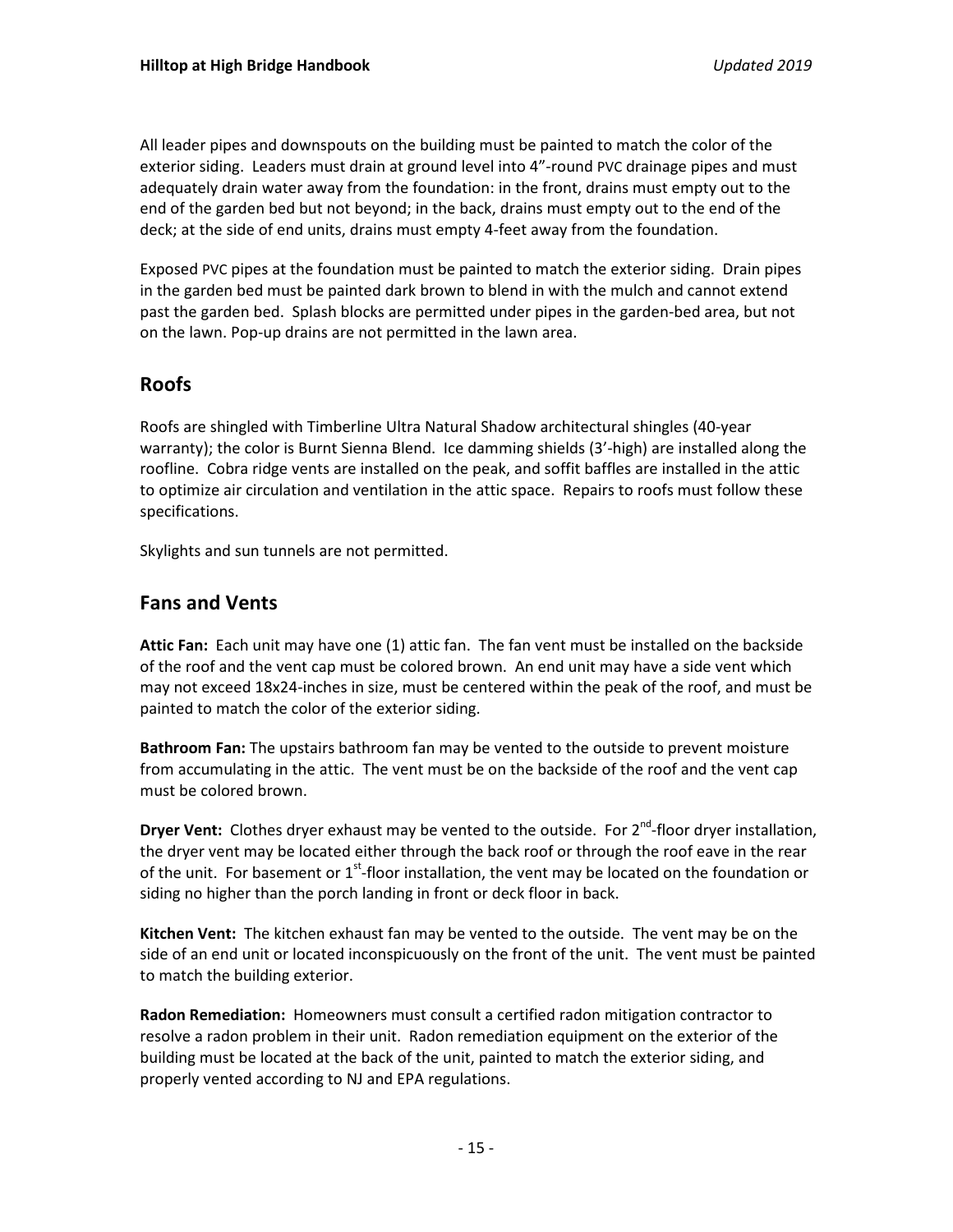All leader pipes and downspouts on the building must be painted to match the color of the exterior siding. Leaders must drain at ground level into 4”-round PVC drainage pipes and must adequately drain water away from the foundation: in the front, drains must empty out to the end of the garden bed but not beyond; in the back, drains must empty out to the end of the deck; at the side of end units, drains must empty 4-feet away from the foundation.

Exposed PVC pipes at the foundation must be painted to match the exterior siding. Drain pipes in the garden bed must be painted dark brown to blend in with the mulch and cannot extend past the garden bed. Splash blocks are permitted under pipes in the garden-bed area, but not on the lawn. Pop-up drains are not permitted in the lawn area.

## Roofs

Roofs are shingled with Timberline Ultra Natural Shadow architectural shingles (40-year warranty); the color is Burnt Sienna Blend. Ice damming shields (3’-high) are installed along the roofline. Cobra ridge vents are installed on the peak, and soffit baffles are installed in the attic to optimize air circulation and ventilation in the attic space. Repairs to roofs must follow these specifications.

Skylights and sun tunnels are not permitted.

## Fans and Vents

**Attic Fan:** Each unit may have one (1) attic fan. The fan vent must be installed on the backside of the roof and the vent cap must be colored brown. An end unit may have a side vent which may not exceed 18x24-inches in size, must be centered within the peak of the roof, and must be painted to match the color of the exterior siding.

**Bathroom Fan:** The upstairs bathroom fan may be vented to the outside to prevent moisture from accumulating in the attic. The vent must be on the backside of the roof and the vent cap must be colored brown.

**Dryer Vent:** Clothes dryer exhaust may be vented to the outside. For 2nd-floor dryer installation, the dryer vent may be located either through the back roof or through the roof eave in the rear of the unit. For basement or 1st-floor installation, the vent may be located on the foundation or siding no higher than the porch landing in front or deck floor in back.

**Kitchen Vent:** The kitchen exhaust fan may be vented to the outside. The vent may be on the side of an end unit or located inconspicuously on the front of the unit. The vent must be painted to match the building exterior.

**Radon Remediation:** Homeowners must consult a certified radon mitigation contractor to resolve a radon problem in their unit. Radon remediation equipment on the exterior of the building must be located at the back of the unit, painted to match the exterior siding, and properly vented according to NJ and EPA regulations.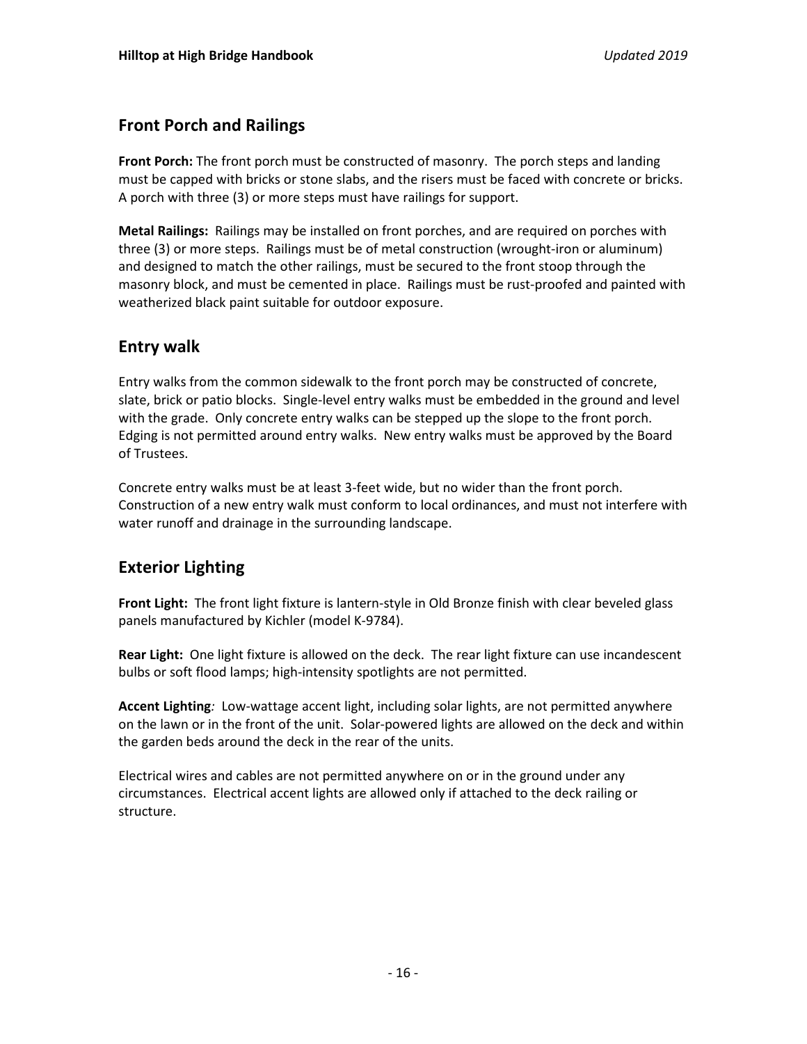## Front Porch and Railings

**Front Porch:** The front porch must be constructed of masonry. The porch steps and landing must be capped with bricks or stone slabs, and the risers must be faced with concrete or bricks. A porch with three (3) or more steps must have railings for support.

**Metal Railings:** Railings may be installed on front porches, and are required on porches with three (3) or more steps. Railings must be of metal construction (wrought-iron or aluminum) and designed to match the other railings, must be secured to the front stoop through the masonry block, and must be cemented in place. Railings must be rust-proofed and painted with weatherized black paint suitable for outdoor exposure.

## Entry walk

Entry walks from the common sidewalk to the front porch may be constructed of concrete, slate, brick or patio blocks. Single-level entry walks must be embedded in the ground and level with the grade. Only concrete entry walks can be stepped up the slope to the front porch. Edging is not permitted around entry walks. New entry walks must be approved by the Board of Trustees.

Concrete entry walks must be at least 3-feet wide, but no wider than the front porch. Construction of a new entry walk must conform to local ordinances, and must not interfere with water runoff and drainage in the surrounding landscape.

## Exterior Lighting

**Front Light:** The front light fixture is lantern-style in Old Bronze finish with clear beveled glass panels manufactured by Kichler (model K-9784).

**Rear Light:** One light fixture is allowed on the deck. The rear light fixture can use incandescent bulbs or soft flood lamps; high-intensity spotlights are not permitted.

**Accent Lighting***:* Low-wattage accent light, including solar lights, are not permitted anywhere on the lawn or in the front of the unit. Solar-powered lights are allowed on the deck and within the garden beds around the deck in the rear of the units.

Electrical wires and cables are not permitted anywhere on or in the ground under any circumstances. Electrical accent lights are allowed only if attached to the deck railing or structure.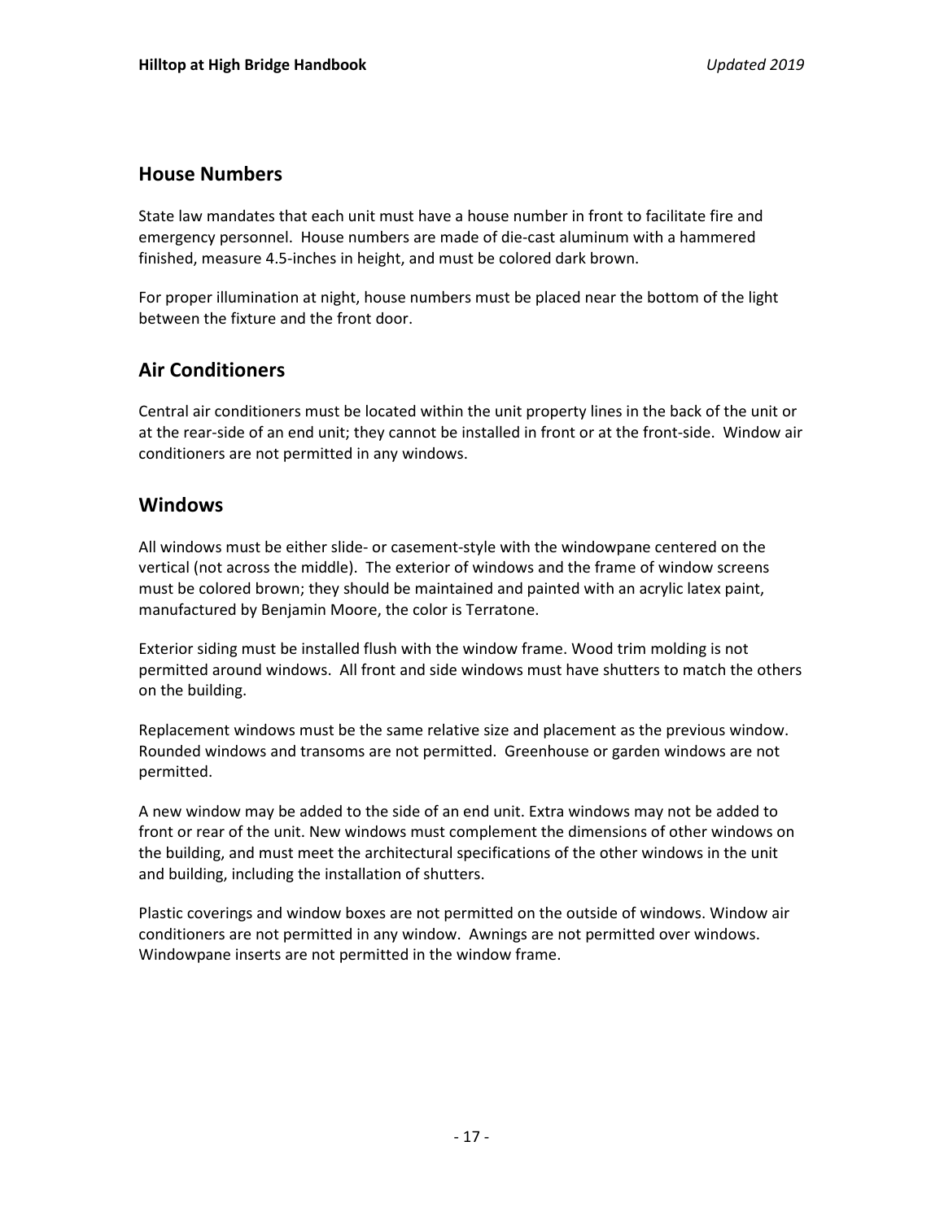## House Numbers

State law mandates that each unit must have a house number in front to facilitate fire and emergency personnel. House numbers are made of die-cast aluminum with a hammered finished, measure 4.5-inches in height, and must be colored dark brown.

For proper illumination at night, house numbers must be placed near the bottom of the light between the fixture and the front door.

## Air Conditioners

Central air conditioners must be located within the unit property lines in the back of the unit or at the rear-side of an end unit; they cannot be installed in front or at the front-side. Window air conditioners are not permitted in any windows.

## Windows

All windows must be either slide- or casement-style with the windowpane centered on the vertical (not across the middle). The exterior of windows and the frame of window screens must be colored brown; they should be maintained and painted with an acrylic latex paint, manufactured by Benjamin Moore, the color is Terratone.

Exterior siding must be installed flush with the window frame. Wood trim molding is not permitted around windows. All front and side windows must have shutters to match the others on the building.

Replacement windows must be the same relative size and placement as the previous window. Rounded windows and transoms are not permitted. Greenhouse or garden windows are not permitted.

A new window may be added to the side of an end unit. Extra windows may not be added to front or rear of the unit. New windows must complement the dimensions of other windows on the building, and must meet the architectural specifications of the other windows in the unit and building, including the installation of shutters.

Plastic coverings and window boxes are not permitted on the outside of windows. Window air conditioners are not permitted in any window. Awnings are not permitted over windows. Windowpane inserts are not permitted in the window frame.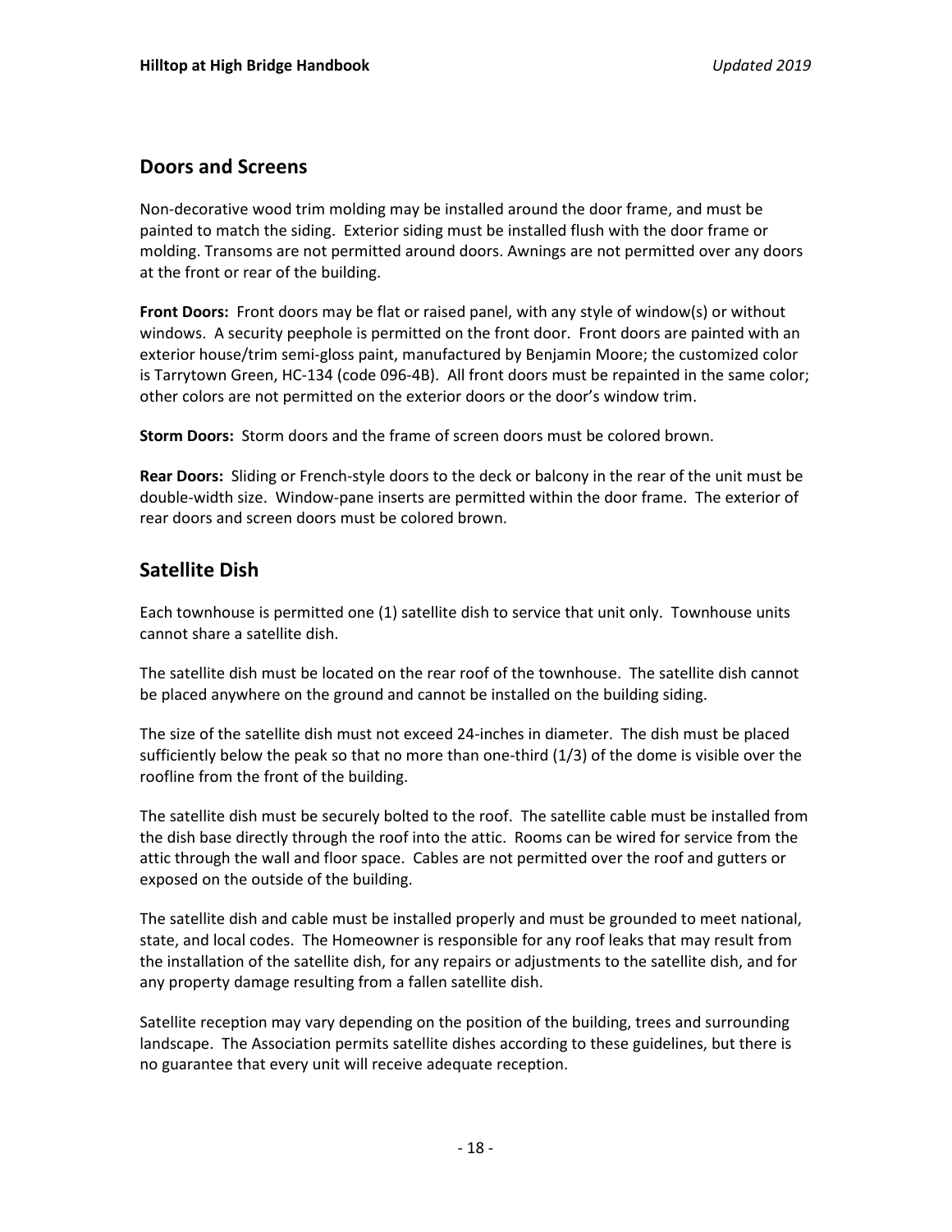## Doors and Screens

Non-decorative wood trim molding may be installed around the door frame, and must be painted to match the siding. Exterior siding must be installed flush with the door frame or molding. Transoms are not permitted around doors. Awnings are not permitted over any doors at the front or rear of the building.

**Front Doors:** Front doors may be flat or raised panel, with any style of window(s) or without windows. A security peephole is permitted on the front door. Front doors are painted with an exterior house/trim semi-gloss paint, manufactured by Benjamin Moore; the customized color is Tarrytown Green, HC-134 (code 096-4B). All front doors must be repainted in the same color; other colors are not permitted on the exterior doors or the door's window trim.

**Storm Doors:** Storm doors and the frame of screen doors must be colored brown.

**Rear Doors:** Sliding or French-style doors to the deck or balcony in the rear of the unit must be double-width size. Window-pane inserts are permitted within the door frame. The exterior of rear doors and screen doors must be colored brown.

## Satellite Dish

Each townhouse is permitted one (1) satellite dish to service that unit only. Townhouse units cannot share a satellite dish.

The satellite dish must be located on the rear roof of the townhouse. The satellite dish cannot be placed anywhere on the ground and cannot be installed on the building siding.

The size of the satellite dish must not exceed 24-inches in diameter. The dish must be placed sufficiently below the peak so that no more than one-third (1/3) of the dome is visible over the roofline from the front of the building.

The satellite dish must be securely bolted to the roof. The satellite cable must be installed from the dish base directly through the roof into the attic. Rooms can be wired for service from the attic through the wall and floor space. Cables are not permitted over the roof and gutters or exposed on the outside of the building.

The satellite dish and cable must be installed properly and must be grounded to meet national, state, and local codes. The Homeowner is responsible for any roof leaks that may result from the installation of the satellite dish, for any repairs or adjustments to the satellite dish, and for any property damage resulting from a fallen satellite dish.

Satellite reception may vary depending on the position of the building, trees and surrounding landscape. The Association permits satellite dishes according to these guidelines, but there is no guarantee that every unit will receive adequate reception.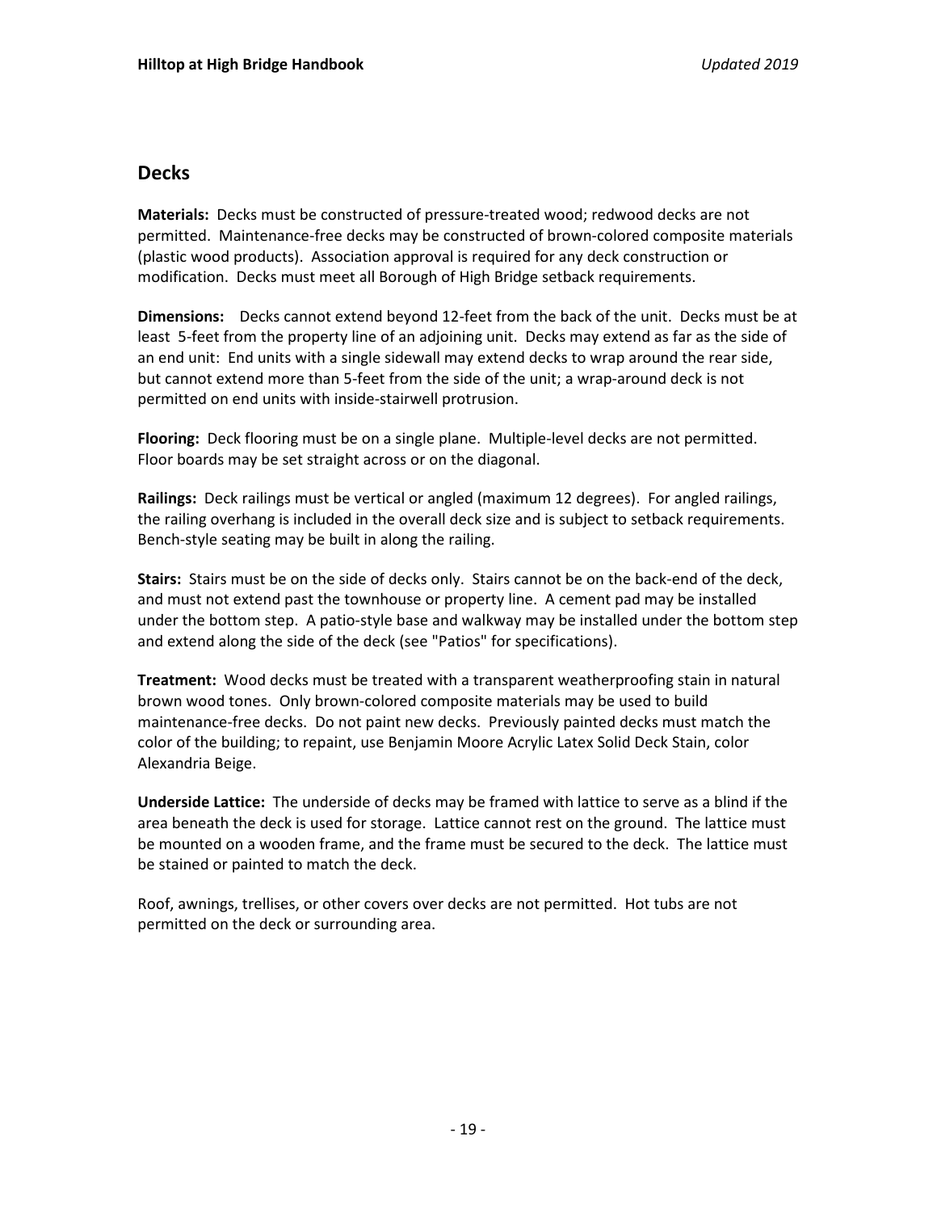## Decks

**Materials:** Decks must be constructed of pressure-treated wood; redwood decks are not permitted. Maintenance-free decks may be constructed of brown-colored composite materials (plastic wood products). Association approval is required for any deck construction or modification. Decks must meet all Borough of High Bridge setback requirements.

**Dimensions:** Decks cannot extend beyond 12-feet from the back of the unit. Decks must be at least 5-feet from the property line of an adjoining unit. Decks may extend as far as the side of an end unit: End units with a single sidewall may extend decks to wrap around the rear side, but cannot extend more than 5-feet from the side of the unit; a wrap-around deck is not permitted on end units with inside-stairwell protrusion.

**Flooring:** Deck flooring must be on a single plane. Multiple-level decks are not permitted. Floor boards may be set straight across or on the diagonal.

**Railings:** Deck railings must be vertical or angled (maximum 12 degrees). For angled railings, the railing overhang is included in the overall deck size and is subject to setback requirements. Bench-style seating may be built in along the railing.

**Stairs:** Stairs must be on the side of decks only. Stairs cannot be on the back-end of the deck, and must not extend past the townhouse or property line. A cement pad may be installed under the bottom step. A patio-style base and walkway may be installed under the bottom step and extend along the side of the deck (see "Patios" for specifications).

**Treatment:** Wood decks must be treated with a transparent weatherproofing stain in natural brown wood tones. Only brown-colored composite materials may be used to build maintenance-free decks. Do not paint new decks. Previously painted decks must match the color of the building; to repaint, use Benjamin Moore Acrylic Latex Solid Deck Stain, color Alexandria Beige.

**Underside Lattice:** The underside of decks may be framed with lattice to serve as a blind if the area beneath the deck is used for storage. Lattice cannot rest on the ground. The lattice must be mounted on a wooden frame, and the frame must be secured to the deck. The lattice must be stained or painted to match the deck.

Roof, awnings, trellises, or other covers over decks are not permitted. Hot tubs are not permitted on the deck or surrounding area.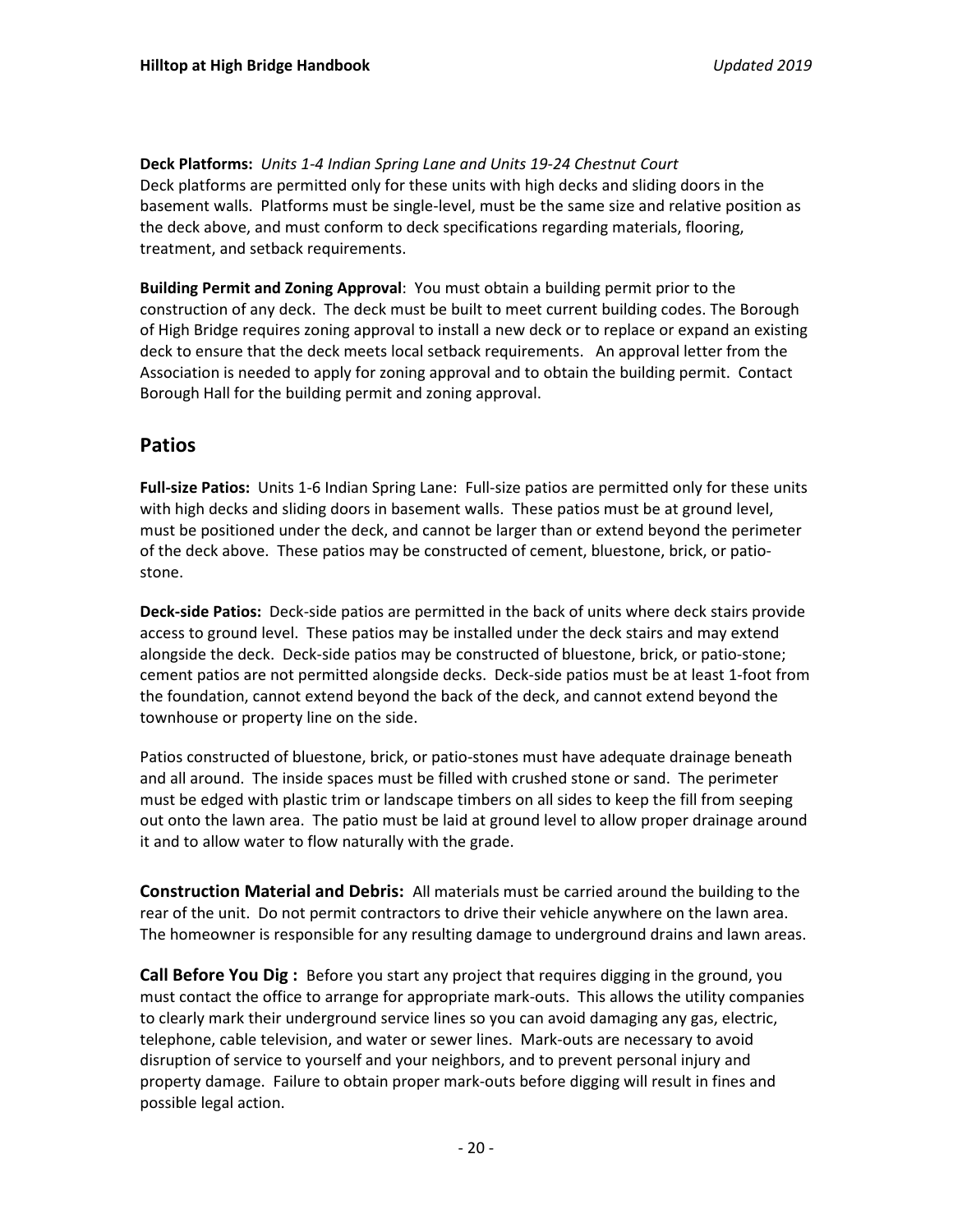**Deck Platforms:** *Units 1-4 Indian Spring Lane and Units 19-24 Chestnut Court*
Deck platforms are permitted only for these units with high decks and sliding doors in the basement walls. Platforms must be single-level, must be the same size and relative position as the deck above, and must conform to deck specifications regarding materials, flooring, treatment, and setback requirements.

**Building Permit and Zoning Approval**: You must obtain a building permit prior to the construction of any deck. The deck must be built to meet current building codes. The Borough of High Bridge requires zoning approval to install a new deck or to replace or expand an existing deck to ensure that the deck meets local setback requirements. An approval letter from the Association is needed to apply for zoning approval and to obtain the building permit. Contact Borough Hall for the building permit and zoning approval.

## Patios

**Full-size Patios:** Units 1-6 Indian Spring Lane: Full-size patios are permitted only for these units with high decks and sliding doors in basement walls. These patios must be at ground level, must be positioned under the deck, and cannot be larger than or extend beyond the perimeter of the deck above. These patios may be constructed of cement, bluestone, brick, or patio-stone.

**Deck-side Patios:** Deck-side patios are permitted in the back of units where deck stairs provide access to ground level. These patios may be installed under the deck stairs and may extend alongside the deck. Deck-side patios may be constructed of bluestone, brick, or patio-stone; cement patios are not permitted alongside decks. Deck-side patios must be at least 1-foot from the foundation, cannot extend beyond the back of the deck, and cannot extend beyond the townhouse or property line on the side.

Patios constructed of bluestone, brick, or patio-stones must have adequate drainage beneath and all around. The inside spaces must be filled with crushed stone or sand. The perimeter must be edged with plastic trim or landscape timbers on all sides to keep the fill from seeping out onto the lawn area. The patio must be laid at ground level to allow proper drainage around it and to allow water to flow naturally with the grade.

**Construction Material and Debris:** All materials must be carried around the building to the rear of the unit. Do not permit contractors to drive their vehicle anywhere on the lawn area. The homeowner is responsible for any resulting damage to underground drains and lawn areas.

**Call Before You Dig :** Before you start any project that requires digging in the ground, you must contact the office to arrange for appropriate mark-outs. This allows the utility companies to clearly mark their underground service lines so you can avoid damaging any gas, electric, telephone, cable television, and water or sewer lines. Mark-outs are necessary to avoid disruption of service to yourself and your neighbors, and to prevent personal injury and property damage. Failure to obtain proper mark-outs before digging will result in fines and possible legal action.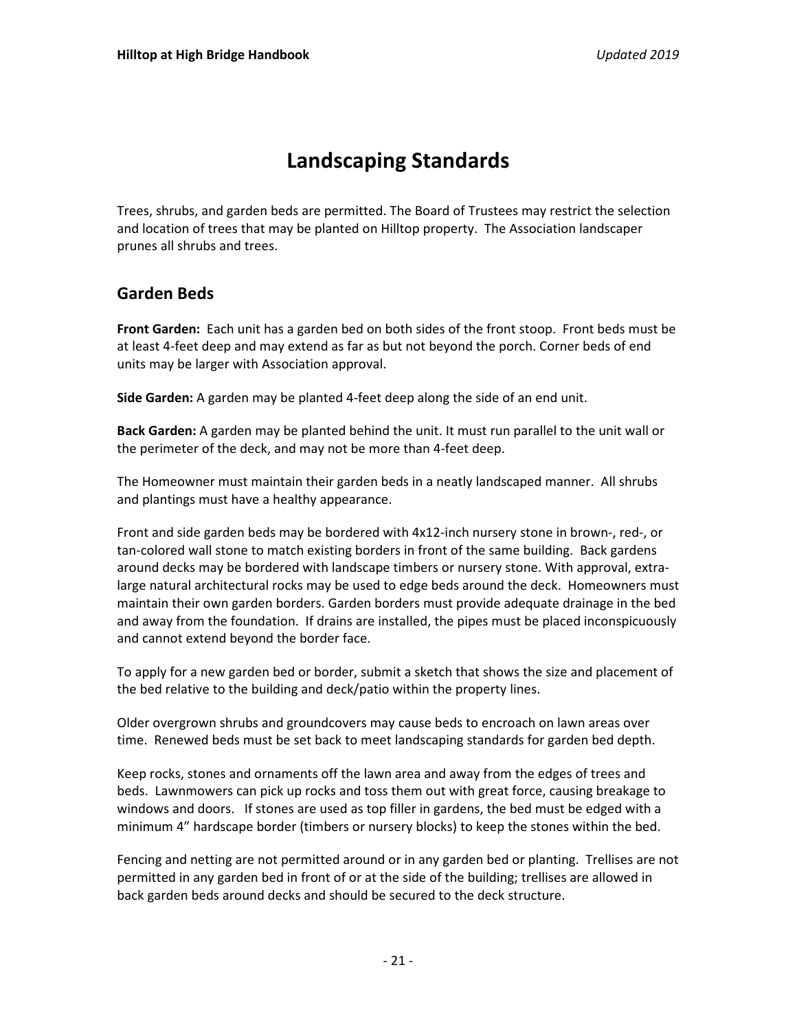# Landscaping Standards

Trees, shrubs, and garden beds are permitted. The Board of Trustees may restrict the selection and location of trees that may be planted on Hilltop property. The Association landscaper prunes all shrubs and trees.

## Garden Beds

**Front Garden:** Each unit has a garden bed on both sides of the front stoop. Front beds must be at least 4-feet deep and may extend as far as but not beyond the porch. Corner beds of end units may be larger with Association approval.

**Side Garden:** A garden may be planted 4-feet deep along the side of an end unit.

**Back Garden:** A garden may be planted behind the unit. It must run parallel to the unit wall or the perimeter of the deck, and may not be more than 4-feet deep.

The Homeowner must maintain their garden beds in a neatly landscaped manner. All shrubs and plantings must have a healthy appearance.

Front and side garden beds may be bordered with 4x12-inch nursery stone in brown-, red-, or tan-colored wall stone to match existing borders in front of the same building. Back gardens around decks may be bordered with landscape timbers or nursery stone. With approval, extra-large natural architectural rocks may be used to edge beds around the deck. Homeowners must maintain their own garden borders. Garden borders must provide adequate drainage in the bed and away from the foundation. If drains are installed, the pipes must be placed inconspicuously and cannot extend beyond the border face.

To apply for a new garden bed or border, submit a sketch that shows the size and placement of the bed relative to the building and deck/patio within the property lines.

Older overgrown shrubs and groundcovers may cause beds to encroach on lawn areas over time. Renewed beds must be set back to meet landscaping standards for garden bed depth.

Keep rocks, stones and ornaments off the lawn area and away from the edges of trees and beds. Lawnmowers can pick up rocks and toss them out with great force, causing breakage to windows and doors. If stones are used as top filler in gardens, the bed must be edged with a minimum 4" hardscape border (timbers or nursery blocks) to keep the stones within the bed.

Fencing and netting are not permitted around or in any garden bed or planting. Trellises are not permitted in any garden bed in front of or at the side of the building; trellises are allowed in back garden beds around decks and should be secured to the deck structure.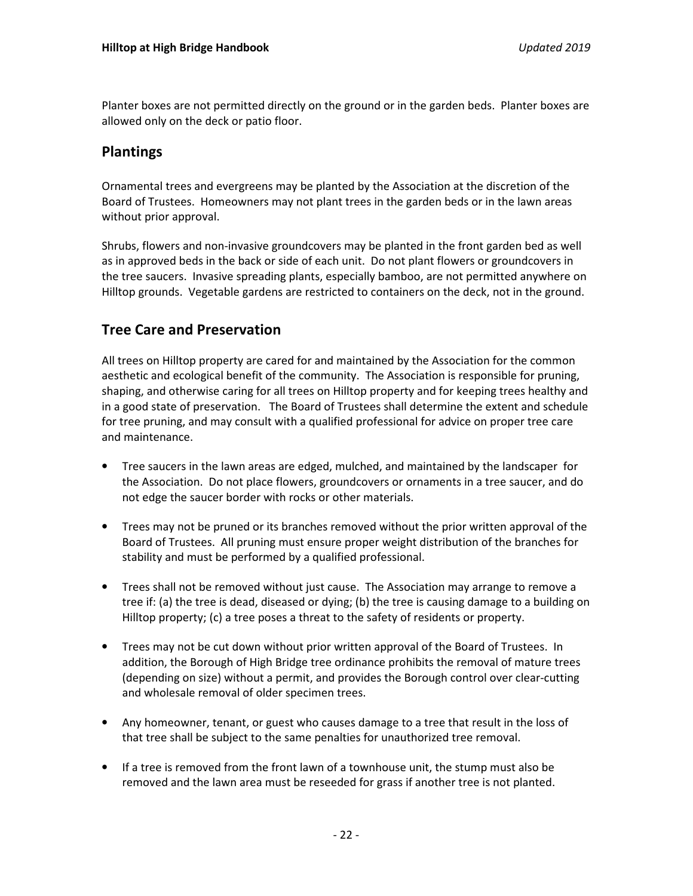Planter boxes are not permitted directly on the ground or in the garden beds. Planter boxes are allowed only on the deck or patio floor.

## Plantings

Ornamental trees and evergreens may be planted by the Association at the discretion of the Board of Trustees. Homeowners may not plant trees in the garden beds or in the lawn areas without prior approval.

Shrubs, flowers and non-invasive groundcovers may be planted in the front garden bed as well as in approved beds in the back or side of each unit. Do not plant flowers or groundcovers in the tree saucers. Invasive spreading plants, especially bamboo, are not permitted anywhere on Hilltop grounds. Vegetable gardens are restricted to containers on the deck, not in the ground.

## Tree Care and Preservation

All trees on Hilltop property are cared for and maintained by the Association for the common aesthetic and ecological benefit of the community. The Association is responsible for pruning, shaping, and otherwise caring for all trees on Hilltop property and for keeping trees healthy and in a good state of preservation. The Board of Trustees shall determine the extent and schedule for tree pruning, and may consult with a qualified professional for advice on proper tree care and maintenance.

- Tree saucers in the lawn areas are edged, mulched, and maintained by the landscaper for the Association. Do not place flowers, groundcovers or ornaments in a tree saucer, and do not edge the saucer border with rocks or other materials.

- Trees may not be pruned or its branches removed without the prior written approval of the Board of Trustees. All pruning must ensure proper weight distribution of the branches for stability and must be performed by a qualified professional.

- Trees shall not be removed without just cause. The Association may arrange to remove a tree if: (a) the tree is dead, diseased or dying; (b) the tree is causing damage to a building on Hilltop property; (c) a tree poses a threat to the safety of residents or property.

- Trees may not be cut down without prior written approval of the Board of Trustees. In addition, the Borough of High Bridge tree ordinance prohibits the removal of mature trees (depending on size) without a permit, and provides the Borough control over clear-cutting and wholesale removal of older specimen trees.

- Any homeowner, tenant, or guest who causes damage to a tree that result in the loss of that tree shall be subject to the same penalties for unauthorized tree removal.

- If a tree is removed from the front lawn of a townhouse unit, the stump must also be removed and the lawn area must be reseeded for grass if another tree is not planted.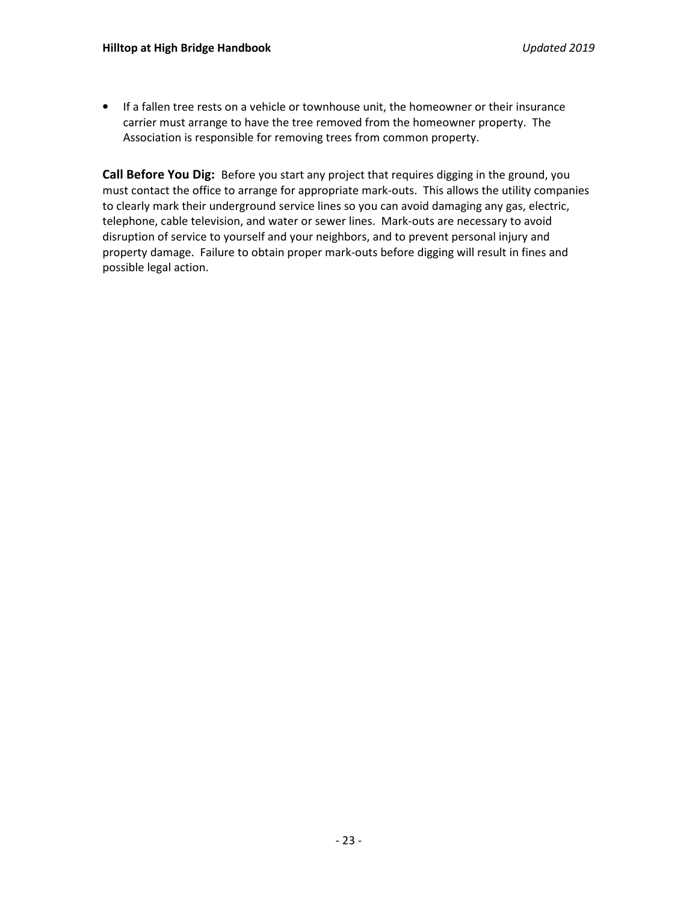- If a fallen tree rests on a vehicle or townhouse unit, the homeowner or their insurance carrier must arrange to have the tree removed from the homeowner property. The Association is responsible for removing trees from common property.

**Call Before You Dig:** Before you start any project that requires digging in the ground, you must contact the office to arrange for appropriate mark-outs. This allows the utility companies to clearly mark their underground service lines so you can avoid damaging any gas, electric, telephone, cable television, and water or sewer lines. Mark-outs are necessary to avoid disruption of service to yourself and your neighbors, and to prevent personal injury and property damage. Failure to obtain proper mark-outs before digging will result in fines and possible legal action.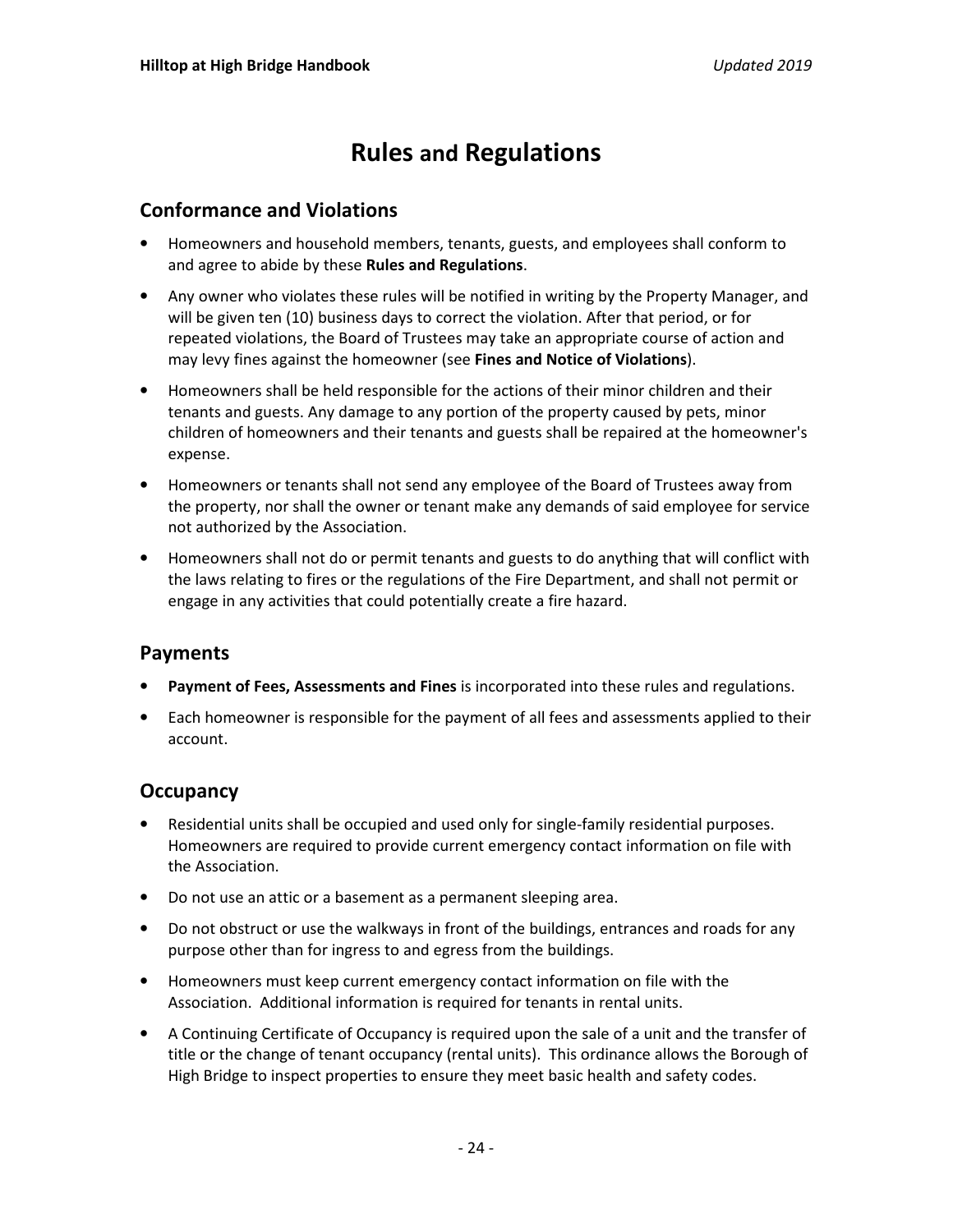# Rules and Regulations

## Conformance and Violations

- Homeowners and household members, tenants, guests, and employees shall conform to and agree to abide by these **Rules and Regulations**.
- Any owner who violates these rules will be notified in writing by the Property Manager, and will be given ten (10) business days to correct the violation. After that period, or for repeated violations, the Board of Trustees may take an appropriate course of action and may levy fines against the homeowner (see **Fines and Notice of Violations**).
- Homeowners shall be held responsible for the actions of their minor children and their tenants and guests. Any damage to any portion of the property caused by pets, minor children of homeowners and their tenants and guests shall be repaired at the homeowner's expense.
- Homeowners or tenants shall not send any employee of the Board of Trustees away from the property, nor shall the owner or tenant make any demands of said employee for service not authorized by the Association.
- Homeowners shall not do or permit tenants and guests to do anything that will conflict with the laws relating to fires or the regulations of the Fire Department, and shall not permit or engage in any activities that could potentially create a fire hazard.

## Payments

- **Payment of Fees, Assessments and Fines** is incorporated into these rules and regulations.
- Each homeowner is responsible for the payment of all fees and assessments applied to their account.

## Occupancy

- Residential units shall be occupied and used only for single-family residential purposes. Homeowners are required to provide current emergency contact information on file with the Association.
- Do not use an attic or a basement as a permanent sleeping area.
- Do not obstruct or use the walkways in front of the buildings, entrances and roads for any purpose other than for ingress to and egress from the buildings.
- Homeowners must keep current emergency contact information on file with the Association. Additional information is required for tenants in rental units.
- A Continuing Certificate of Occupancy is required upon the sale of a unit and the transfer of title or the change of tenant occupancy (rental units). This ordinance allows the Borough of High Bridge to inspect properties to ensure they meet basic health and safety codes.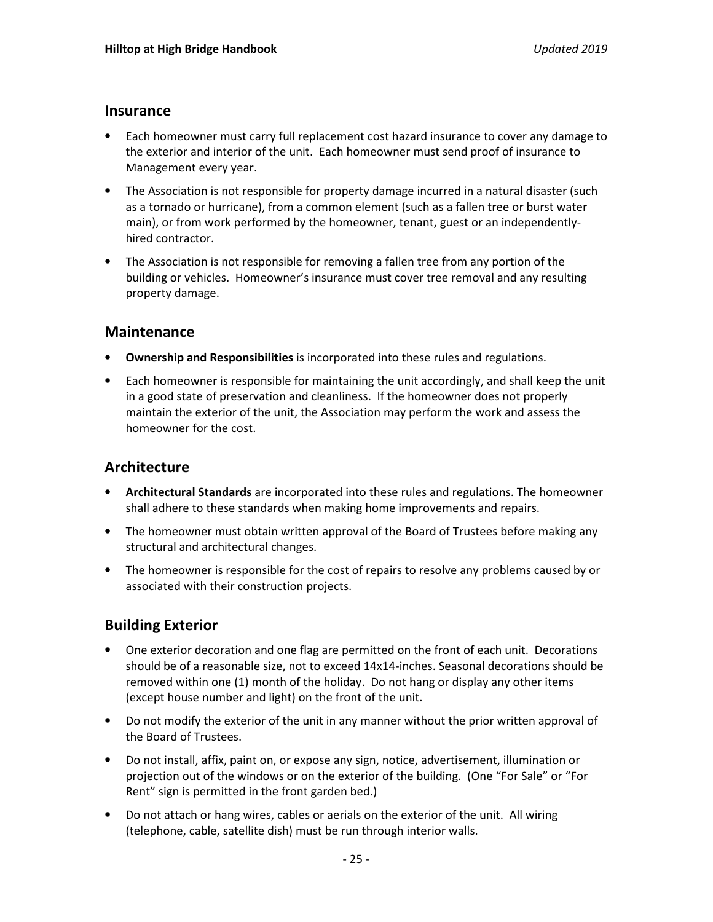## Insurance

- Each homeowner must carry full replacement cost hazard insurance to cover any damage to the exterior and interior of the unit. Each homeowner must send proof of insurance to Management every year.
- The Association is not responsible for property damage incurred in a natural disaster (such as a tornado or hurricane), from a common element (such as a fallen tree or burst water main), or from work performed by the homeowner, tenant, guest or an independently-hired contractor.
- The Association is not responsible for removing a fallen tree from any portion of the building or vehicles. Homeowner's insurance must cover tree removal and any resulting property damage.

## Maintenance

- **Ownership and Responsibilities** is incorporated into these rules and regulations.
- Each homeowner is responsible for maintaining the unit accordingly, and shall keep the unit in a good state of preservation and cleanliness. If the homeowner does not properly maintain the exterior of the unit, the Association may perform the work and assess the homeowner for the cost.

## Architecture

- **Architectural Standards** are incorporated into these rules and regulations. The homeowner shall adhere to these standards when making home improvements and repairs.
- The homeowner must obtain written approval of the Board of Trustees before making any structural and architectural changes.
- The homeowner is responsible for the cost of repairs to resolve any problems caused by or associated with their construction projects.

## Building Exterior

- One exterior decoration and one flag are permitted on the front of each unit. Decorations should be of a reasonable size, not to exceed 14x14-inches. Seasonal decorations should be removed within one (1) month of the holiday. Do not hang or display any other items (except house number and light) on the front of the unit.
- Do not modify the exterior of the unit in any manner without the prior written approval of the Board of Trustees.
- Do not install, affix, paint on, or expose any sign, notice, advertisement, illumination or projection out of the windows or on the exterior of the building. (One "For Sale" or "For Rent" sign is permitted in the front garden bed.)
- Do not attach or hang wires, cables or aerials on the exterior of the unit. All wiring (telephone, cable, satellite dish) must be run through interior walls.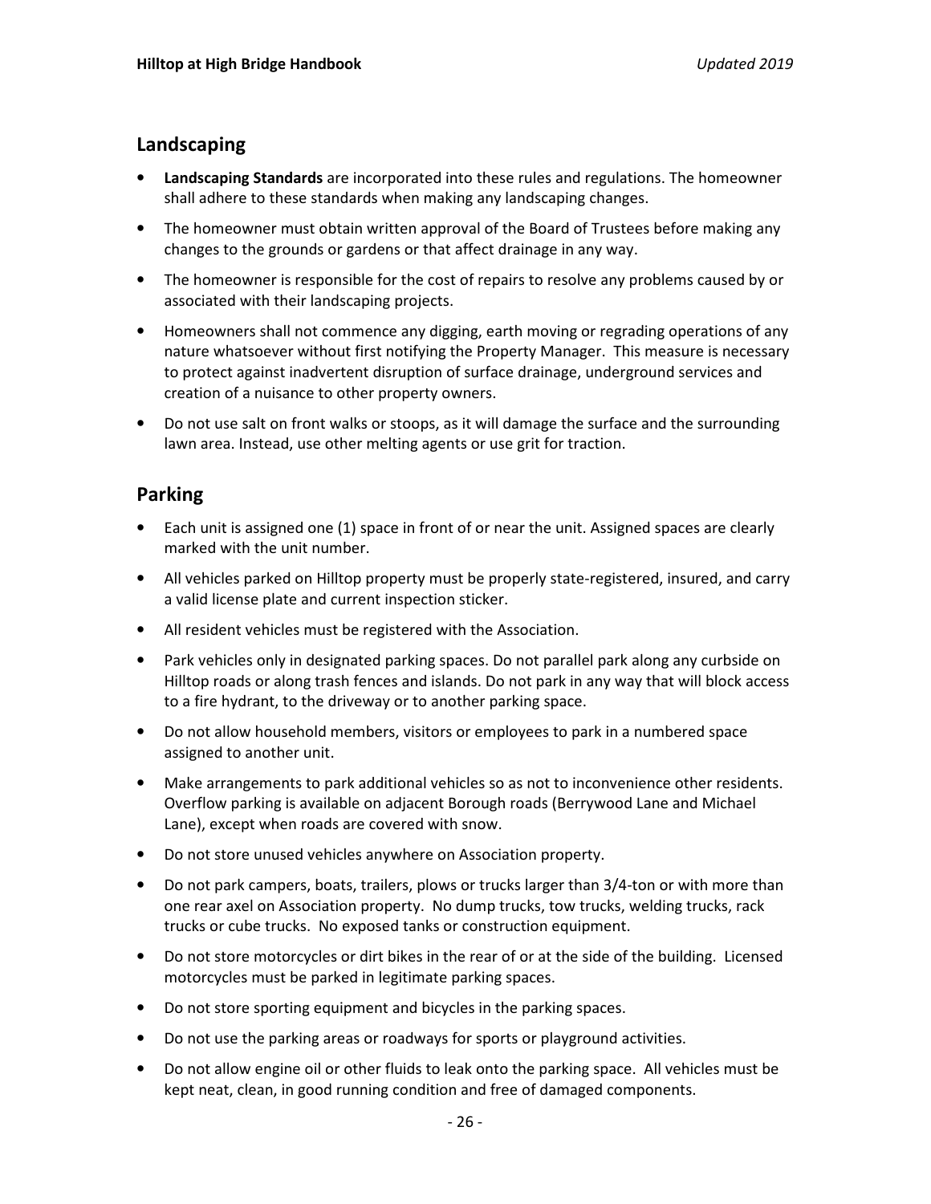## Landscaping

- **Landscaping Standards** are incorporated into these rules and regulations. The homeowner shall adhere to these standards when making any landscaping changes.
- The homeowner must obtain written approval of the Board of Trustees before making any changes to the grounds or gardens or that affect drainage in any way.
- The homeowner is responsible for the cost of repairs to resolve any problems caused by or associated with their landscaping projects.
- Homeowners shall not commence any digging, earth moving or regrading operations of any nature whatsoever without first notifying the Property Manager. This measure is necessary to protect against inadvertent disruption of surface drainage, underground services and creation of a nuisance to other property owners.
- Do not use salt on front walks or stoops, as it will damage the surface and the surrounding lawn area. Instead, use other melting agents or use grit for traction.

## Parking

- Each unit is assigned one (1) space in front of or near the unit. Assigned spaces are clearly marked with the unit number.
- All vehicles parked on Hilltop property must be properly state-registered, insured, and carry a valid license plate and current inspection sticker.
- All resident vehicles must be registered with the Association.
- Park vehicles only in designated parking spaces. Do not parallel park along any curbside on Hilltop roads or along trash fences and islands. Do not park in any way that will block access to a fire hydrant, to the driveway or to another parking space.
- Do not allow household members, visitors or employees to park in a numbered space assigned to another unit.
- Make arrangements to park additional vehicles so as not to inconvenience other residents. Overflow parking is available on adjacent Borough roads (Berrywood Lane and Michael Lane), except when roads are covered with snow.
- Do not store unused vehicles anywhere on Association property.
- Do not park campers, boats, trailers, plows or trucks larger than 3/4-ton or with more than one rear axel on Association property. No dump trucks, tow trucks, welding trucks, rack trucks or cube trucks. No exposed tanks or construction equipment.
- Do not store motorcycles or dirt bikes in the rear of or at the side of the building. Licensed motorcycles must be parked in legitimate parking spaces.
- Do not store sporting equipment and bicycles in the parking spaces.
- Do not use the parking areas or roadways for sports or playground activities.
- Do not allow engine oil or other fluids to leak onto the parking space. All vehicles must be kept neat, clean, in good running condition and free of damaged components.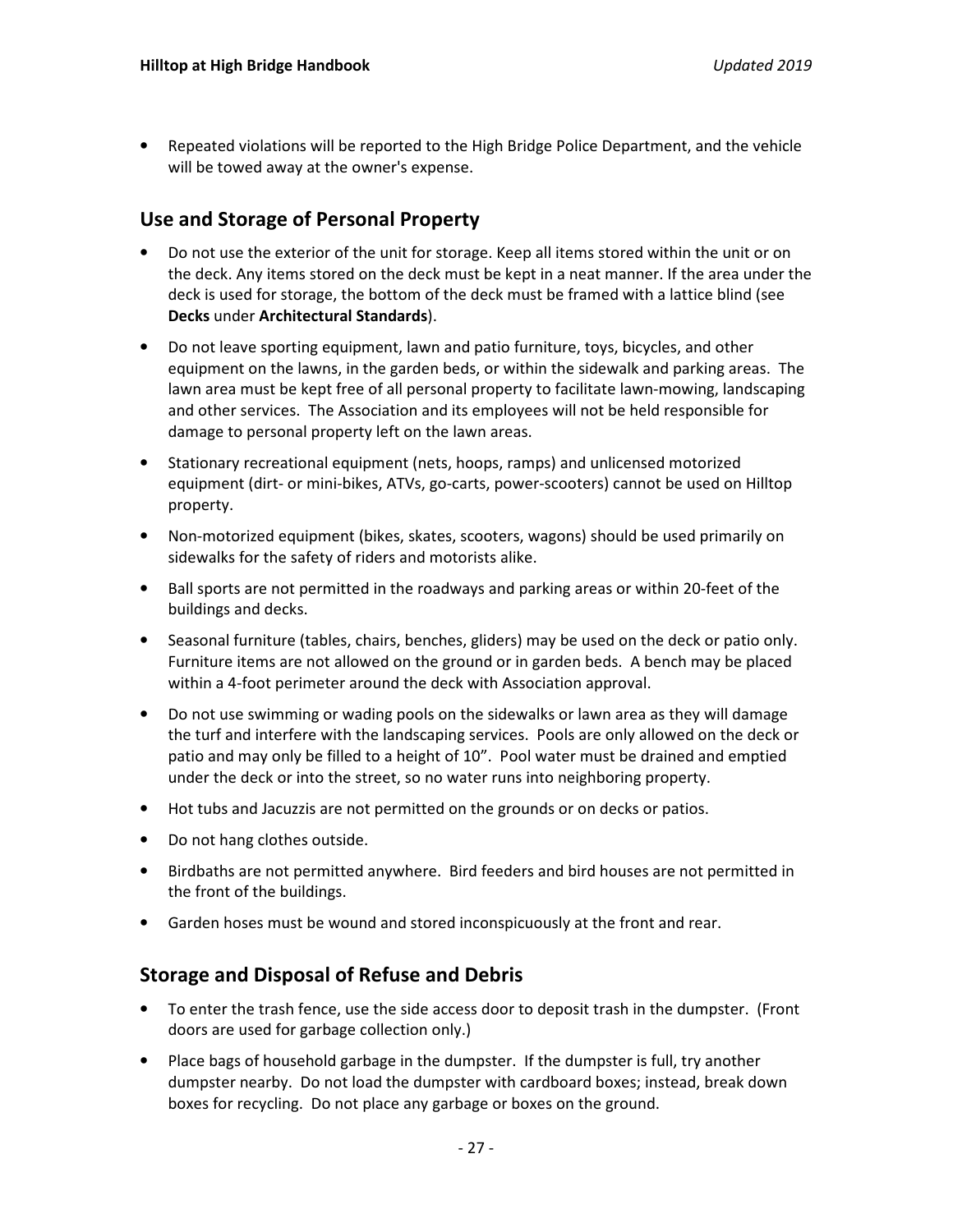- Repeated violations will be reported to the High Bridge Police Department, and the vehicle will be towed away at the owner's expense.

## Use and Storage of Personal Property

- Do not use the exterior of the unit for storage. Keep all items stored within the unit or on the deck. Any items stored on the deck must be kept in a neat manner. If the area under the deck is used for storage, the bottom of the deck must be framed with a lattice blind (see **Decks** under **Architectural Standards**).
- Do not leave sporting equipment, lawn and patio furniture, toys, bicycles, and other equipment on the lawns, in the garden beds, or within the sidewalk and parking areas. The lawn area must be kept free of all personal property to facilitate lawn-mowing, landscaping and other services. The Association and its employees will not be held responsible for damage to personal property left on the lawn areas.
- Stationary recreational equipment (nets, hoops, ramps) and unlicensed motorized equipment (dirt- or mini-bikes, ATVs, go-carts, power-scooters) cannot be used on Hilltop property.
- Non-motorized equipment (bikes, skates, scooters, wagons) should be used primarily on sidewalks for the safety of riders and motorists alike.
- Ball sports are not permitted in the roadways and parking areas or within 20-feet of the buildings and decks.
- Seasonal furniture (tables, chairs, benches, gliders) may be used on the deck or patio only. Furniture items are not allowed on the ground or in garden beds. A bench may be placed within a 4-foot perimeter around the deck with Association approval.
- Do not use swimming or wading pools on the sidewalks or lawn area as they will damage the turf and interfere with the landscaping services. Pools are only allowed on the deck or patio and may only be filled to a height of 10". Pool water must be drained and emptied under the deck or into the street, so no water runs into neighboring property.
- Hot tubs and Jacuzzis are not permitted on the grounds or on decks or patios.
- Do not hang clothes outside.
- Birdbaths are not permitted anywhere. Bird feeders and bird houses are not permitted in the front of the buildings.
- Garden hoses must be wound and stored inconspicuously at the front and rear.

## Storage and Disposal of Refuse and Debris

- To enter the trash fence, use the side access door to deposit trash in the dumpster. (Front doors are used for garbage collection only.)
- Place bags of household garbage in the dumpster. If the dumpster is full, try another dumpster nearby. Do not load the dumpster with cardboard boxes; instead, break down boxes for recycling. Do not place any garbage or boxes on the ground.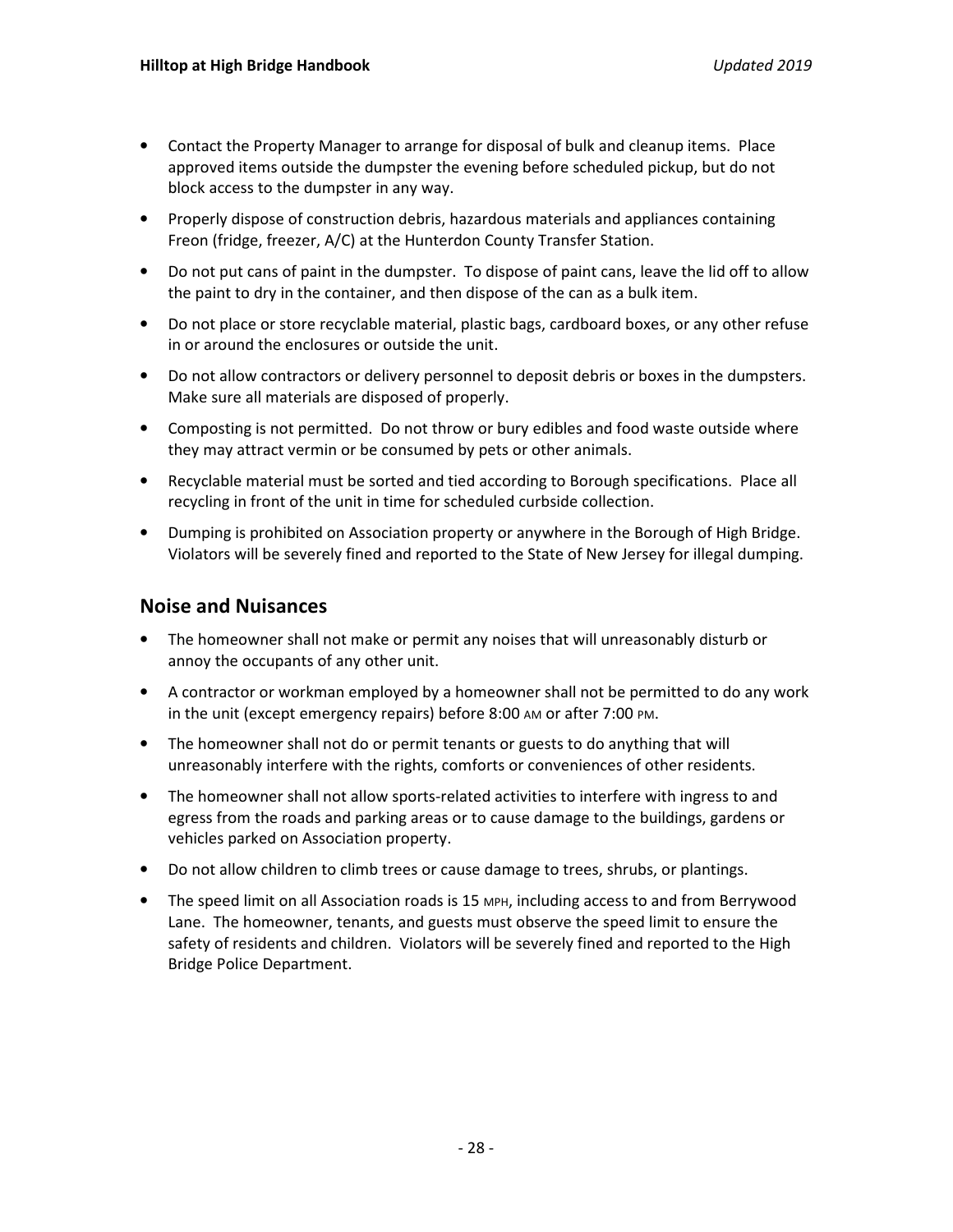- Contact the Property Manager to arrange for disposal of bulk and cleanup items. Place approved items outside the dumpster the evening before scheduled pickup, but do not block access to the dumpster in any way.
- Properly dispose of construction debris, hazardous materials and appliances containing Freon (fridge, freezer, A/C) at the Hunterdon County Transfer Station.
- Do not put cans of paint in the dumpster. To dispose of paint cans, leave the lid off to allow the paint to dry in the container, and then dispose of the can as a bulk item.
- Do not place or store recyclable material, plastic bags, cardboard boxes, or any other refuse in or around the enclosures or outside the unit.
- Do not allow contractors or delivery personnel to deposit debris or boxes in the dumpsters. Make sure all materials are disposed of properly.
- Composting is not permitted. Do not throw or bury edibles and food waste outside where they may attract vermin or be consumed by pets or other animals.
- Recyclable material must be sorted and tied according to Borough specifications. Place all recycling in front of the unit in time for scheduled curbside collection.
- Dumping is prohibited on Association property or anywhere in the Borough of High Bridge. Violators will be severely fined and reported to the State of New Jersey for illegal dumping.

## Noise and Nuisances

- The homeowner shall not make or permit any noises that will unreasonably disturb or annoy the occupants of any other unit.
- A contractor or workman employed by a homeowner shall not be permitted to do any work in the unit (except emergency repairs) before 8:00 AM or after 7:00 PM.
- The homeowner shall not do or permit tenants or guests to do anything that will unreasonably interfere with the rights, comforts or conveniences of other residents.
- The homeowner shall not allow sports-related activities to interfere with ingress to and egress from the roads and parking areas or to cause damage to the buildings, gardens or vehicles parked on Association property.
- Do not allow children to climb trees or cause damage to trees, shrubs, or plantings.
- The speed limit on all Association roads is 15 MPH, including access to and from Berrywood Lane. The homeowner, tenants, and guests must observe the speed limit to ensure the safety of residents and children. Violators will be severely fined and reported to the High Bridge Police Department.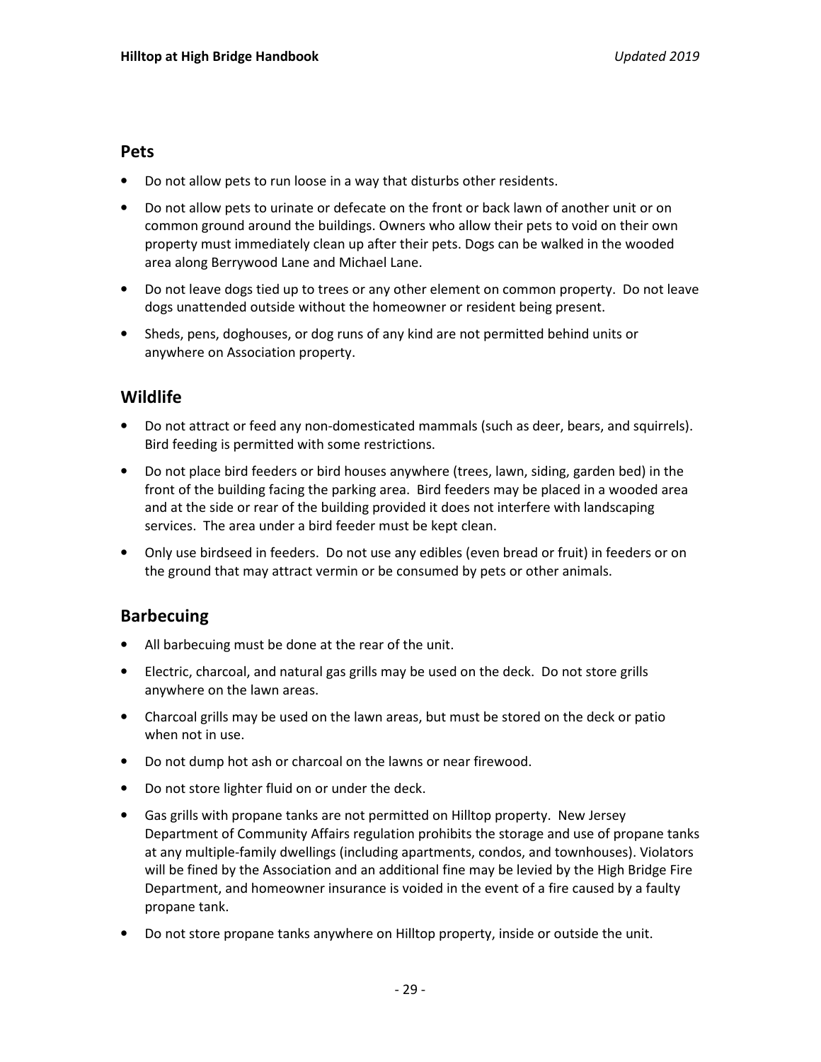## Pets

- Do not allow pets to run loose in a way that disturbs other residents.
- Do not allow pets to urinate or defecate on the front or back lawn of another unit or on common ground around the buildings. Owners who allow their pets to void on their own property must immediately clean up after their pets. Dogs can be walked in the wooded area along Berrywood Lane and Michael Lane.
- Do not leave dogs tied up to trees or any other element on common property. Do not leave dogs unattended outside without the homeowner or resident being present.
- Sheds, pens, doghouses, or dog runs of any kind are not permitted behind units or anywhere on Association property.

## Wildlife

- Do not attract or feed any non-domesticated mammals (such as deer, bears, and squirrels). Bird feeding is permitted with some restrictions.
- Do not place bird feeders or bird houses anywhere (trees, lawn, siding, garden bed) in the front of the building facing the parking area. Bird feeders may be placed in a wooded area and at the side or rear of the building provided it does not interfere with landscaping services. The area under a bird feeder must be kept clean.
- Only use birdseed in feeders. Do not use any edibles (even bread or fruit) in feeders or on the ground that may attract vermin or be consumed by pets or other animals.

## Barbecuing

- All barbecuing must be done at the rear of the unit.
- Electric, charcoal, and natural gas grills may be used on the deck. Do not store grills anywhere on the lawn areas.
- Charcoal grills may be used on the lawn areas, but must be stored on the deck or patio when not in use.
- Do not dump hot ash or charcoal on the lawns or near firewood.
- Do not store lighter fluid on or under the deck.
- Gas grills with propane tanks are not permitted on Hilltop property. New Jersey Department of Community Affairs regulation prohibits the storage and use of propane tanks at any multiple-family dwellings (including apartments, condos, and townhouses). Violators will be fined by the Association and an additional fine may be levied by the High Bridge Fire Department, and homeowner insurance is voided in the event of a fire caused by a faulty propane tank.
- Do not store propane tanks anywhere on Hilltop property, inside or outside the unit.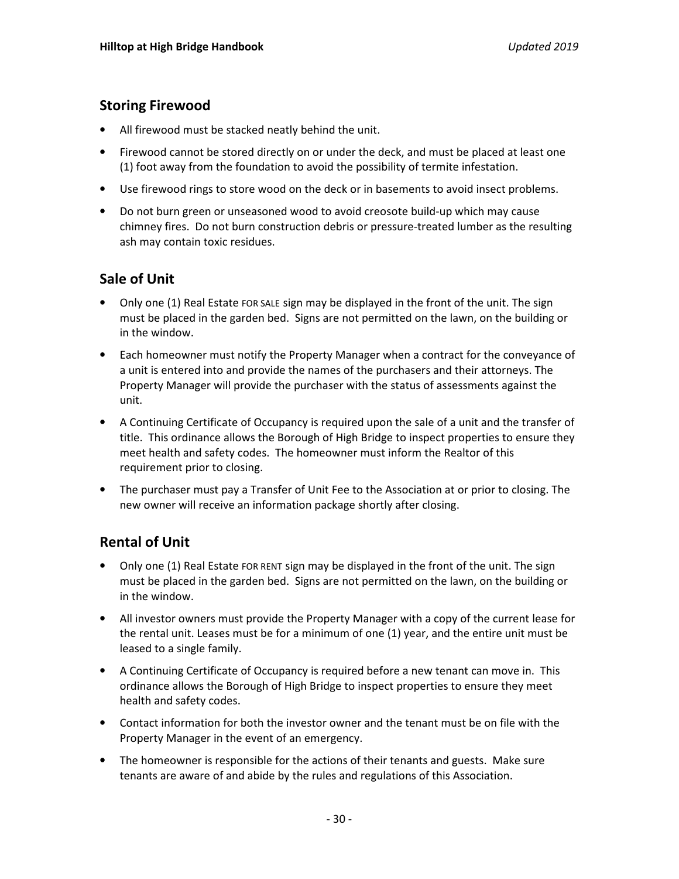## Storing Firewood

- All firewood must be stacked neatly behind the unit.
- Firewood cannot be stored directly on or under the deck, and must be placed at least one (1) foot away from the foundation to avoid the possibility of termite infestation.
- Use firewood rings to store wood on the deck or in basements to avoid insect problems.
- Do not burn green or unseasoned wood to avoid creosote build-up which may cause chimney fires. Do not burn construction debris or pressure-treated lumber as the resulting ash may contain toxic residues.

## Sale of Unit

- Only one (1) Real Estate FOR SALE sign may be displayed in the front of the unit. The sign must be placed in the garden bed. Signs are not permitted on the lawn, on the building or in the window.
- Each homeowner must notify the Property Manager when a contract for the conveyance of a unit is entered into and provide the names of the purchasers and their attorneys. The Property Manager will provide the purchaser with the status of assessments against the unit.
- A Continuing Certificate of Occupancy is required upon the sale of a unit and the transfer of title. This ordinance allows the Borough of High Bridge to inspect properties to ensure they meet health and safety codes. The homeowner must inform the Realtor of this requirement prior to closing.
- The purchaser must pay a Transfer of Unit Fee to the Association at or prior to closing. The new owner will receive an information package shortly after closing.

## Rental of Unit

- Only one (1) Real Estate FOR RENT sign may be displayed in the front of the unit. The sign must be placed in the garden bed. Signs are not permitted on the lawn, on the building or in the window.
- All investor owners must provide the Property Manager with a copy of the current lease for the rental unit. Leases must be for a minimum of one (1) year, and the entire unit must be leased to a single family.
- A Continuing Certificate of Occupancy is required before a new tenant can move in. This ordinance allows the Borough of High Bridge to inspect properties to ensure they meet health and safety codes.
- Contact information for both the investor owner and the tenant must be on file with the Property Manager in the event of an emergency.
- The homeowner is responsible for the actions of their tenants and guests. Make sure tenants are aware of and abide by the rules and regulations of this Association.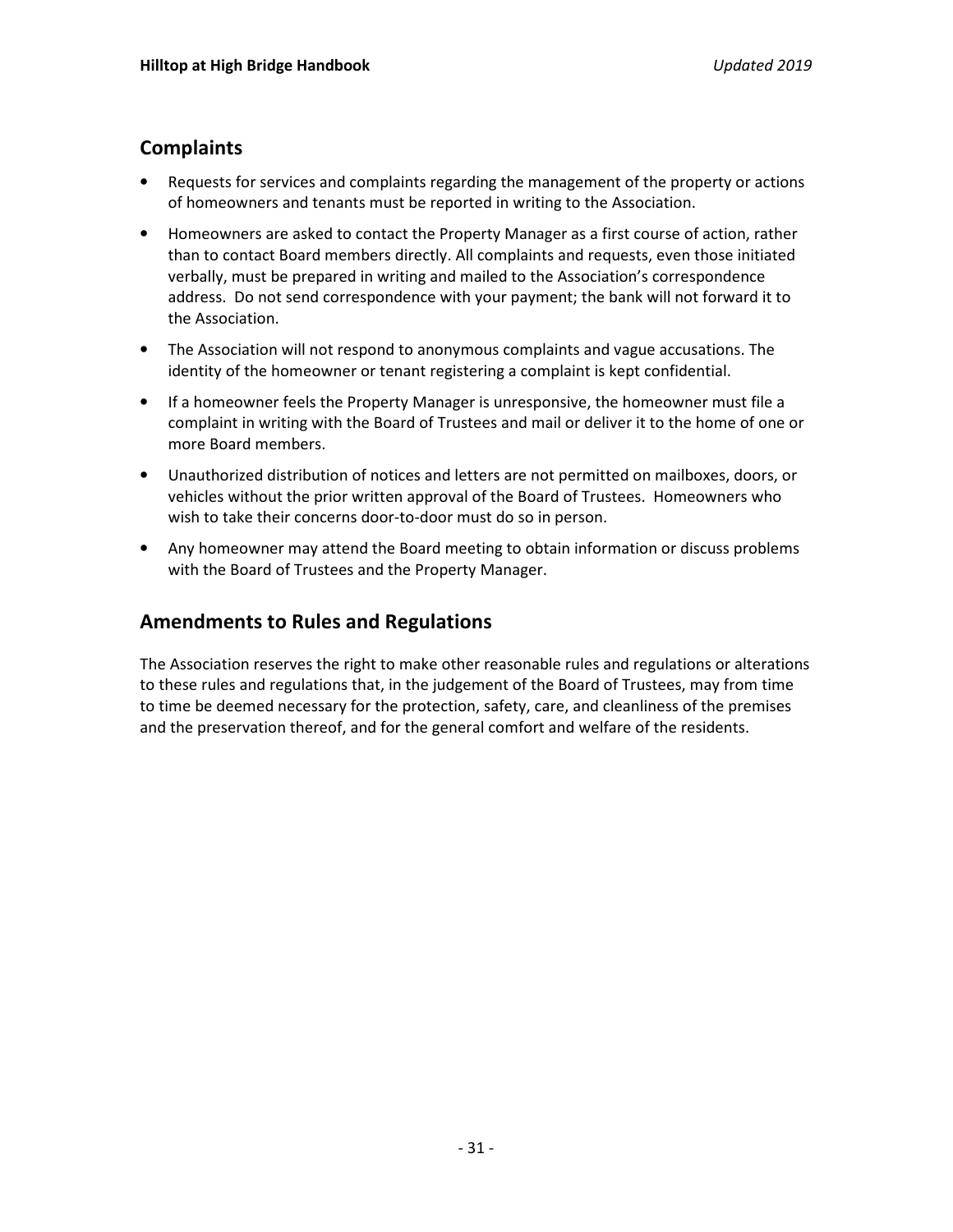## Complaints

- Requests for services and complaints regarding the management of the property or actions of homeowners and tenants must be reported in writing to the Association.
- Homeowners are asked to contact the Property Manager as a first course of action, rather than to contact Board members directly. All complaints and requests, even those initiated verbally, must be prepared in writing and mailed to the Association's correspondence address. Do not send correspondence with your payment; the bank will not forward it to the Association.
- The Association will not respond to anonymous complaints and vague accusations. The identity of the homeowner or tenant registering a complaint is kept confidential.
- If a homeowner feels the Property Manager is unresponsive, the homeowner must file a complaint in writing with the Board of Trustees and mail or deliver it to the home of one or more Board members.
- Unauthorized distribution of notices and letters are not permitted on mailboxes, doors, or vehicles without the prior written approval of the Board of Trustees. Homeowners who wish to take their concerns door-to-door must do so in person.
- Any homeowner may attend the Board meeting to obtain information or discuss problems with the Board of Trustees and the Property Manager.

## Amendments to Rules and Regulations

The Association reserves the right to make other reasonable rules and regulations or alterations to these rules and regulations that, in the judgement of the Board of Trustees, may from time to time be deemed necessary for the protection, safety, care, and cleanliness of the premises and the preservation thereof, and for the general comfort and welfare of the residents.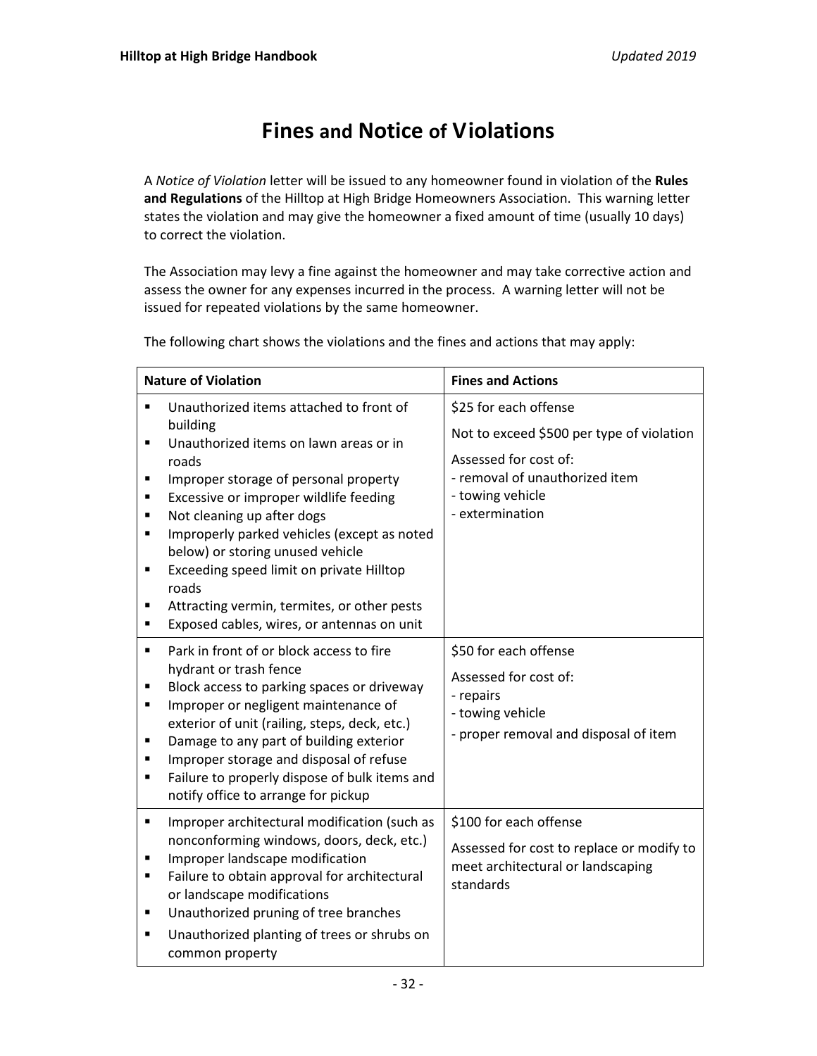# Fines and Notice of Violations

A *Notice of Violation* letter will be issued to any homeowner found in violation of the **Rules and Regulations** of the Hilltop at High Bridge Homeowners Association. This warning letter states the violation and may give the homeowner a fixed amount of time (usually 10 days) to correct the violation.

The Association may levy a fine against the homeowner and may take corrective action and assess the owner for any expenses incurred in the process. A warning letter will not be issued for repeated violations by the same homeowner.

The following chart shows the violations and the fines and actions that may apply:

| Nature of Violation | Fines and Actions |
|---|---|
| ▪ Unauthorized items attached to front of building<br>▪ Unauthorized items on lawn areas or in roads<br>▪ Improper storage of personal property<br>▪ Excessive or improper wildlife feeding<br>▪ Not cleaning up after dogs<br>▪ Improperly parked vehicles (except as noted below) or storing unused vehicle<br>▪ Exceeding speed limit on private Hilltop roads<br>▪ Attracting vermin, termites, or other pests<br>▪ Exposed cables, wires, or antennas on unit | $25 for each offense<br>Not to exceed $500 per type of violation<br>Assessed for cost of:<br>- removal of unauthorized item<br>- towing vehicle<br>- extermination |
| ▪ Park in front of or block access to fire hydrant or trash fence<br>▪ Block access to parking spaces or driveway<br>▪ Improper or negligent maintenance of exterior of unit (railing, steps, deck, etc.)<br>▪ Damage to any part of building exterior<br>▪ Improper storage and disposal of refuse<br>▪ Failure to properly dispose of bulk items and notify office to arrange for pickup | $50 for each offense<br>Assessed for cost of:<br>- repairs<br>- towing vehicle<br>- proper removal and disposal of item |
| ▪ Improper architectural modification (such as nonconforming windows, doors, deck, etc.)<br>▪ Improper landscape modification<br>▪ Failure to obtain approval for architectural or landscape modifications<br>▪ Unauthorized pruning of tree branches<br>▪ Unauthorized planting of trees or shrubs on common property | $100 for each offense<br>Assessed for cost to replace or modify to meet architectural or landscaping standards |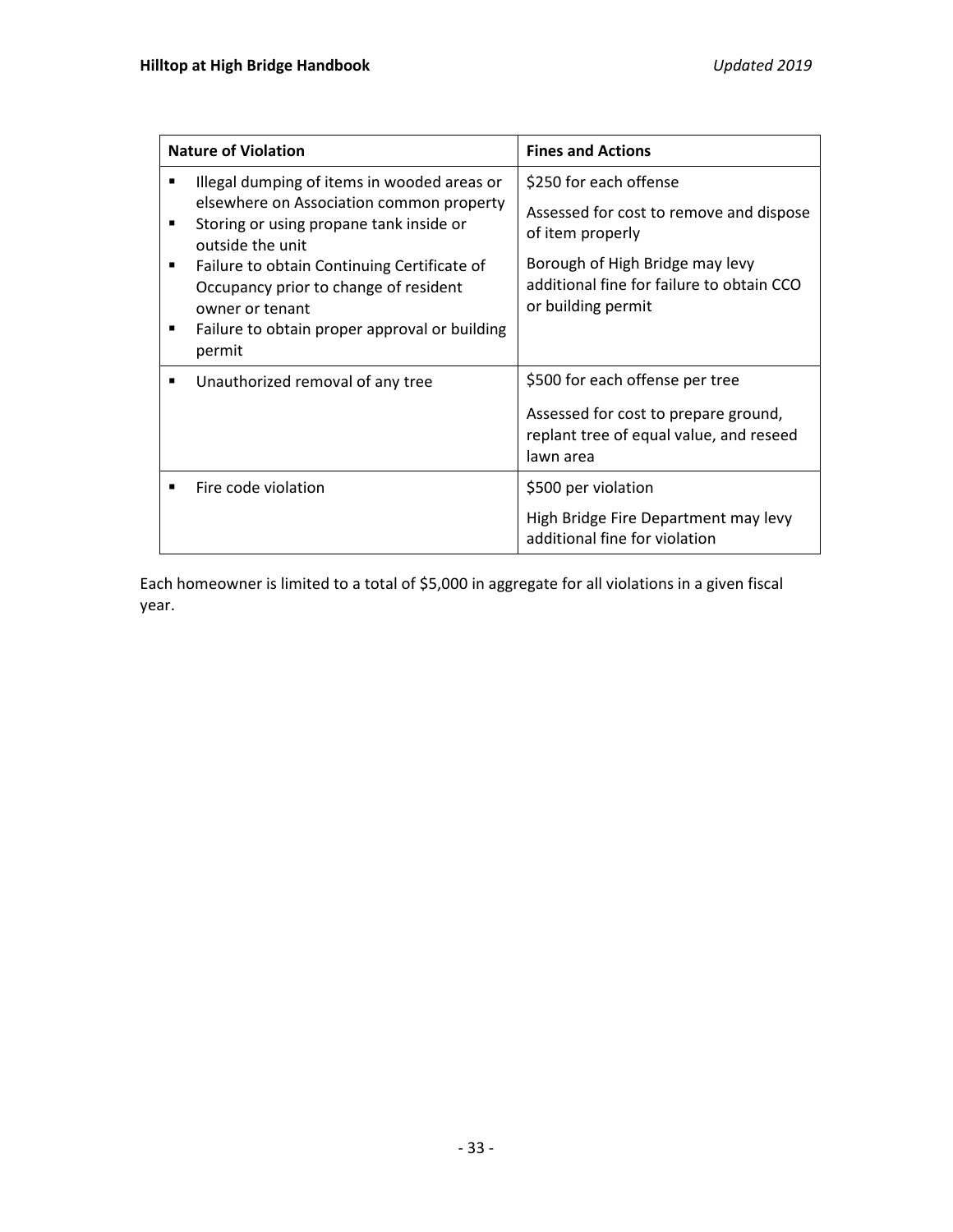| Nature of Violation | Fines and Actions |
|---|---|
| ▪ Illegal dumping of items in wooded areas or elsewhere on Association common property<br>▪ Storing or using propane tank inside or outside the unit<br>▪ Failure to obtain Continuing Certificate of Occupancy prior to change of resident owner or tenant<br>▪ Failure to obtain proper approval or building permit | \$250 for each offense<br><br>Assessed for cost to remove and dispose of item properly<br><br>Borough of High Bridge may levy additional fine for failure to obtain CCO or building permit |
| ▪ Unauthorized removal of any tree | \$500 for each offense per tree<br><br>Assessed for cost to prepare ground, replant tree of equal value, and reseed lawn area |
| ▪ Fire code violation | \$500 per violation<br><br>High Bridge Fire Department may levy additional fine for violation |

Each homeowner is limited to a total of \$5,000 in aggregate for all violations in a given fiscal year.